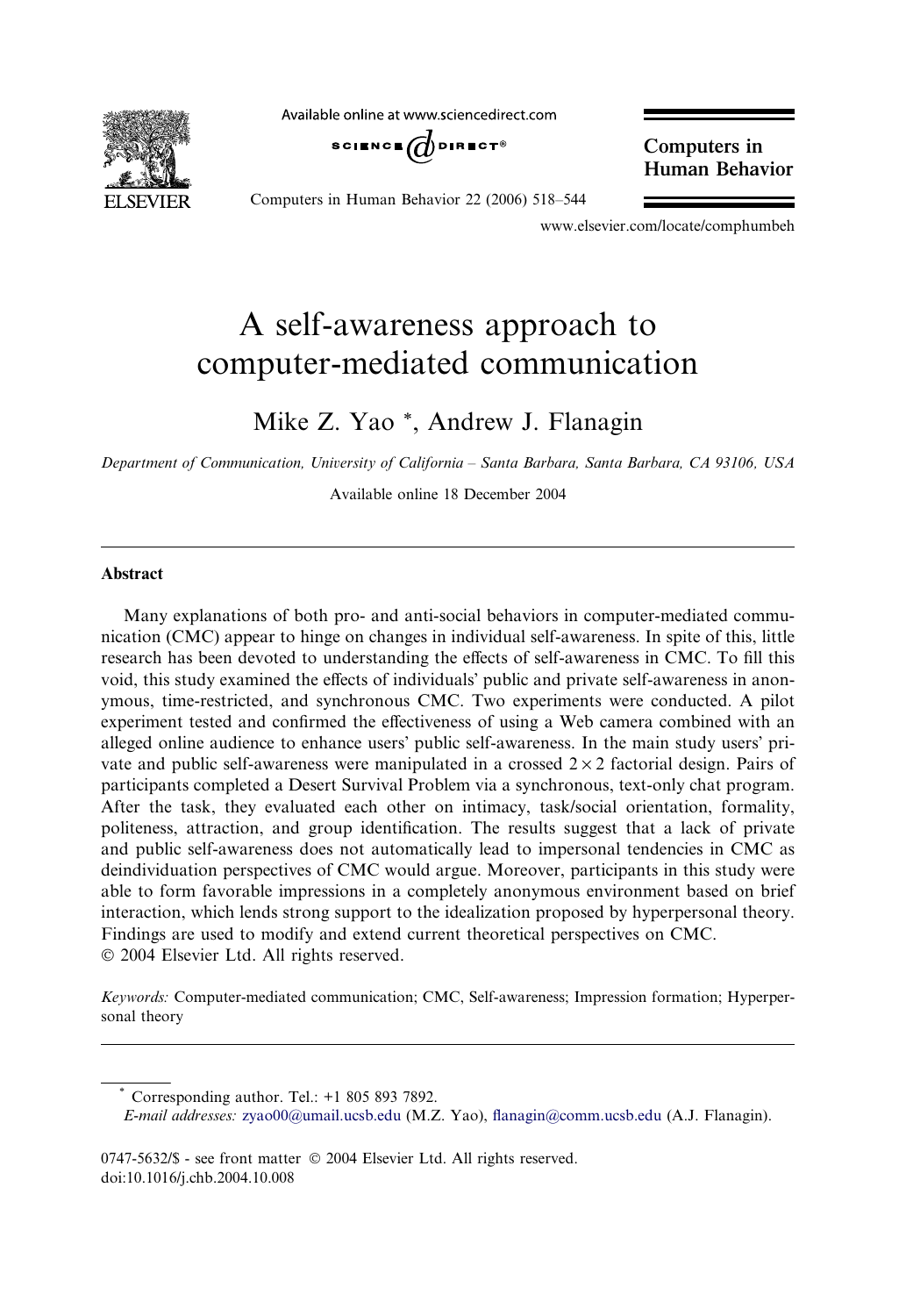# A self-awareness approach to computer-mediated communication

Mike Z. Yao *, Andrew J. Flanagin

*Department of Communication, University of California – Santa Barbara, Santa Barbara, CA 93106, USA*

Available online 18 December 2004

## Abstract

Many explanations of both pro- and anti-social behaviors in computer-mediated communication (CMC) appear to hinge on changes in individual self-awareness. In spite of this, little research has been devoted to understanding the effects of self-awareness in CMC. To fill this void, this study examined the effects of individuals' public and private self-awareness in anonymous, time-restricted, and synchronous CMC. Two experiments were conducted. A pilot experiment tested and confirmed the effectiveness of using a Web camera combined with an alleged online audience to enhance users' public self-awareness. In the main study users' private and public self-awareness were manipulated in a crossed $2 \times 2$ factorial design. Pairs of participants completed a Desert Survival Problem via a synchronous, text-only chat program. After the task, they evaluated each other on intimacy, task/social orientation, formality, politeness, attraction, and group identification. The results suggest that a lack of private and public self-awareness does not automatically lead to impersonal tendencies in CMC as deindividuation perspectives of CMC would argue. Moreover, participants in this study were able to form favorable impressions in a completely anonymous environment based on brief interaction, which lends strong support to the idealization proposed by hyperpersonal theory. Findings are used to modify and extend current theoretical perspectives on CMC.
© 2004 Elsevier Ltd. All rights reserved.

*Keywords:* Computer-mediated communication; CMC, Self-awareness; Impression formation; Hyperpersonal theory

---

\* Corresponding author. Tel.: +1 805 893 7892.
*E-mail addresses:* zyao00@umail.ucsb.edu (M.Z. Yao), flanagin@comm.ucsb.edu (A.J. Flanagin).

0747-5632/$ - see front matter © 2004 Elsevier Ltd. All rights reserved.
doi:10.1016/j.chb.2004.10.008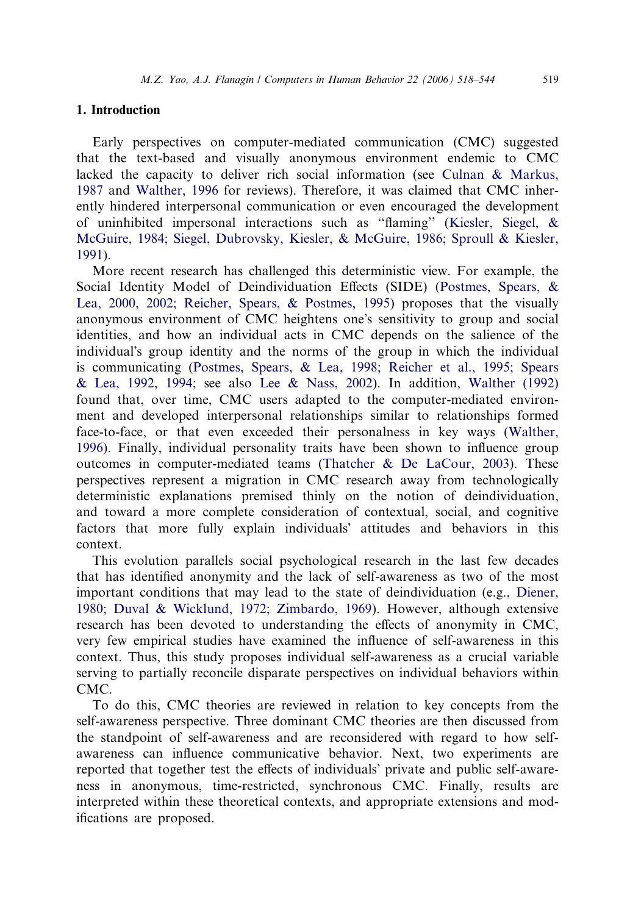## 1. Introduction

Early perspectives on computer-mediated communication (CMC) suggested that the text-based and visually anonymous environment endemic to CMC lacked the capacity to deliver rich social information (see Culnan & Markus, 1987 and Walther, 1996 for reviews). Therefore, it was claimed that CMC inherently hindered interpersonal communication or even encouraged the development of uninhibited impersonal interactions such as "flaming" (Kiesler, Siegel, & McGuire, 1984; Siegel, Dubrovsky, Kiesler, & McGuire, 1986; Sproull & Kiesler, 1991).

More recent research has challenged this deterministic view. For example, the Social Identity Model of Deindividuation Effects (SIDE) (Postmes, Spears, & Lea, 2000, 2002; Reicher, Spears, & Postmes, 1995) proposes that the visually anonymous environment of CMC heightens one's sensitivity to group and social identities, and how an individual acts in CMC depends on the salience of the individual's group identity and the norms of the group in which the individual is communicating (Postmes, Spears, & Lea, 1998; Reicher et al., 1995; Spears & Lea, 1992, 1994; see also Lee & Nass, 2002). In addition, Walther (1992) found that, over time, CMC users adapted to the computer-mediated environment and developed interpersonal relationships similar to relationships formed face-to-face, or that even exceeded their personalness in key ways (Walther, 1996). Finally, individual personality traits have been shown to influence group outcomes in computer-mediated teams (Thatcher & De LaCour, 2003). These perspectives represent a migration in CMC research away from technologically deterministic explanations premised thinly on the notion of deindividuation, and toward a more complete consideration of contextual, social, and cognitive factors that more fully explain individuals' attitudes and behaviors in this context.

This evolution parallels social psychological research in the last few decades that has identified anonymity and the lack of self-awareness as two of the most important conditions that may lead to the state of deindividuation (e.g., Diener, 1980; Duval & Wicklund, 1972; Zimbardo, 1969). However, although extensive research has been devoted to understanding the effects of anonymity in CMC, very few empirical studies have examined the influence of self-awareness in this context. Thus, this study proposes individual self-awareness as a crucial variable serving to partially reconcile disparate perspectives on individual behaviors within CMC.

To do this, CMC theories are reviewed in relation to key concepts from the self-awareness perspective. Three dominant CMC theories are then discussed from the standpoint of self-awareness and are reconsidered with regard to how self-awareness can influence communicative behavior. Next, two experiments are reported that together test the effects of individuals' private and public self-awareness in anonymous, time-restricted, synchronous CMC. Finally, results are interpreted within these theoretical contexts, and appropriate extensions and modifications are proposed.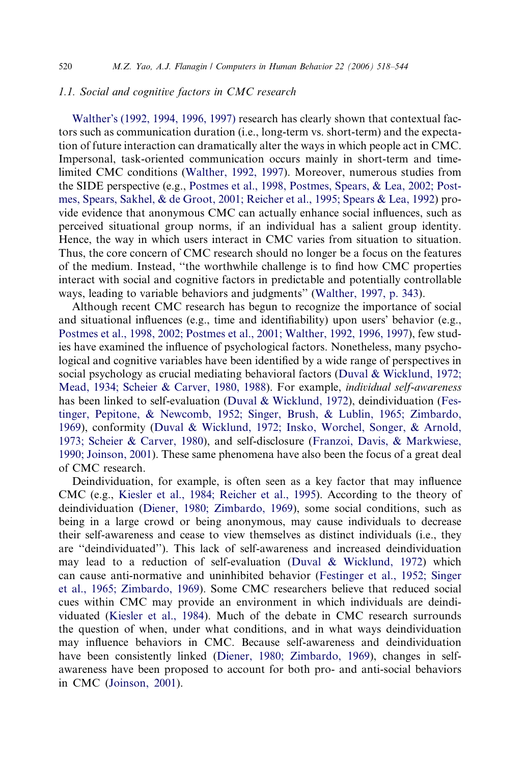### 1.1. Social and cognitive factors in CMC research

Walther's (1992, 1994, 1996, 1997) research has clearly shown that contextual factors such as communication duration (i.e., long-term vs. short-term) and the expectation of future interaction can dramatically alter the ways in which people act in CMC. Impersonal, task-oriented communication occurs mainly in short-term and time-limited CMC conditions (Walther, 1992, 1997). Moreover, numerous studies from the SIDE perspective (e.g., Postmes et al., 1998, Postmes, Spears, & Lea, 2002; Postmes, Spears, Sakhel, & de Groot, 2001; Reicher et al., 1995; Spears & Lea, 1992) provide evidence that anonymous CMC can actually enhance social influences, such as perceived situational group norms, if an individual has a salient group identity. Hence, the way in which users interact in CMC varies from situation to situation. Thus, the core concern of CMC research should no longer be a focus on the features of the medium. Instead, "the worthwhile challenge is to find how CMC properties interact with social and cognitive factors in predictable and potentially controllable ways, leading to variable behaviors and judgments" (Walther, 1997, p. 343).

Although recent CMC research has begun to recognize the importance of social and situational influences (e.g., time and identifiability) upon users' behavior (e.g., Postmes et al., 1998, 2002; Postmes et al., 2001; Walther, 1992, 1996, 1997), few studies have examined the influence of psychological factors. Nonetheless, many psychological and cognitive variables have been identified by a wide range of perspectives in social psychology as crucial mediating behavioral factors (Duval & Wicklund, 1972; Mead, 1934; Scheier & Carver, 1980, 1988). For example, *individual self-awareness* has been linked to self-evaluation (Duval & Wicklund, 1972), deindividuation (Festinger, Pepitone, & Newcomb, 1952; Singer, Brush, & Lublin, 1965; Zimbardo, 1969), conformity (Duval & Wicklund, 1972; Insko, Worchel, Songer, & Arnold, 1973; Scheier & Carver, 1980), and self-disclosure (Franzoi, Davis, & Markwiese, 1990; Joinson, 2001). These same phenomena have also been the focus of a great deal of CMC research.

Deindividuation, for example, is often seen as a key factor that may influence CMC (e.g., Kiesler et al., 1984; Reicher et al., 1995). According to the theory of deindividuation (Diener, 1980; Zimbardo, 1969), some social conditions, such as being in a large crowd or being anonymous, may cause individuals to decrease their self-awareness and cease to view themselves as distinct individuals (i.e., they are "deindividuated"). This lack of self-awareness and increased deindividuation may lead to a reduction of self-evaluation (Duval & Wicklund, 1972) which can cause anti-normative and uninhibited behavior (Festinger et al., 1952; Singer et al., 1965; Zimbardo, 1969). Some CMC researchers believe that reduced social cues within CMC may provide an environment in which individuals are deindividuated (Kiesler et al., 1984). Much of the debate in CMC research surrounds the question of when, under what conditions, and in what ways deindividuation may influence behaviors in CMC. Because self-awareness and deindividuation have been consistently linked (Diener, 1980; Zimbardo, 1969), changes in self-awareness have been proposed to account for both pro- and anti-social behaviors in CMC (Joinson, 2001).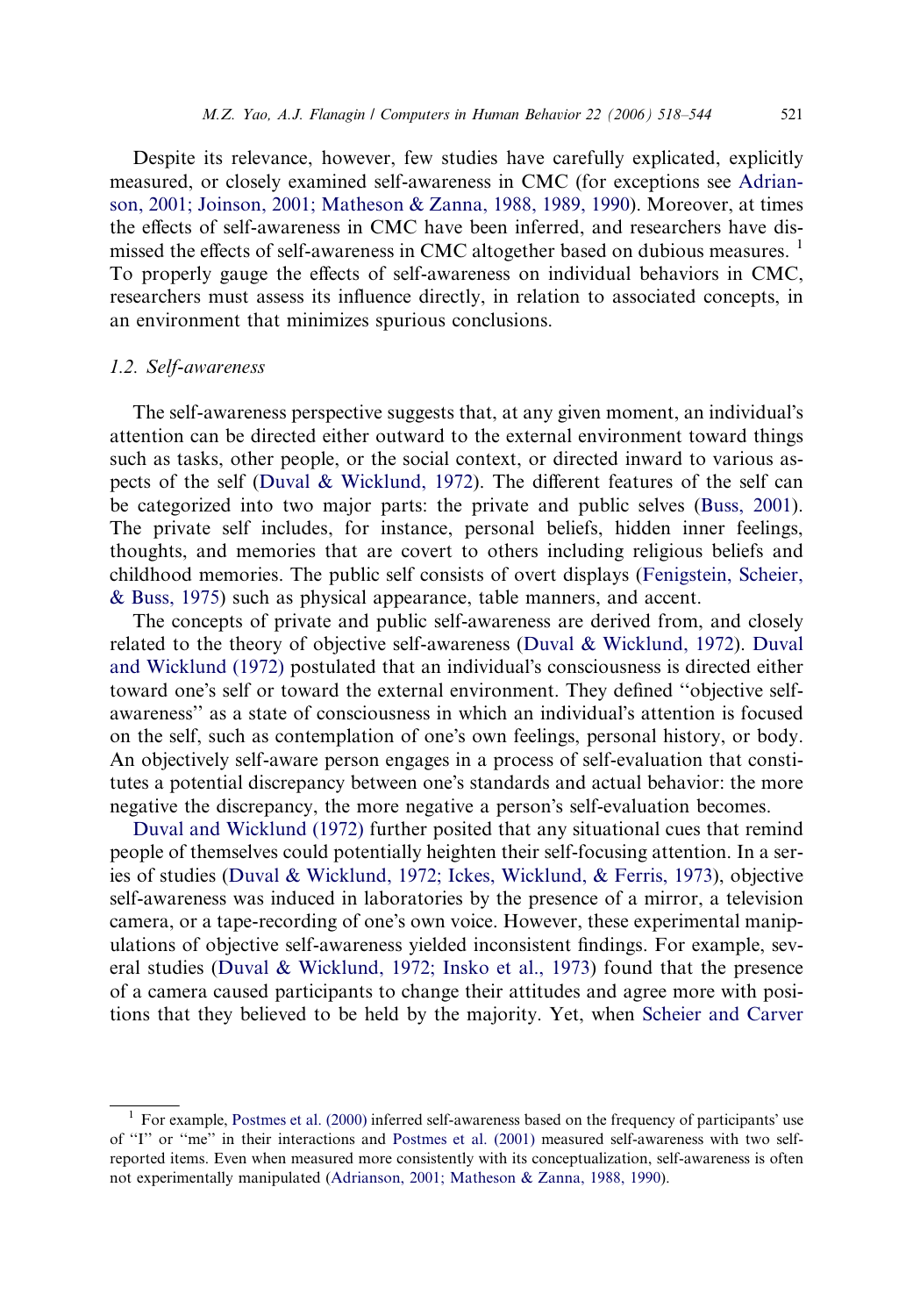Despite its relevance, however, few studies have carefully explicated, explicitly measured, or closely examined self-awareness in CMC (for exceptions see Adrianson, 2001; Joinson, 2001; Matheson & Zanna, 1988, 1989, 1990). Moreover, at times the effects of self-awareness in CMC have been inferred, and researchers have dismissed the effects of self-awareness in CMC altogether based on dubious measures. [1] To properly gauge the effects of self-awareness on individual behaviors in CMC, researchers must assess its influence directly, in relation to associated concepts, in an environment that minimizes spurious conclusions.

### 1.2. Self-awareness

The self-awareness perspective suggests that, at any given moment, an individual's attention can be directed either outward to the external environment toward things such as tasks, other people, or the social context, or directed inward to various aspects of the self (Duval & Wicklund, 1972). The different features of the self can be categorized into two major parts: the private and public selves (Buss, 2001). The private self includes, for instance, personal beliefs, hidden inner feelings, thoughts, and memories that are covert to others including religious beliefs and childhood memories. The public self consists of overt displays (Fenigstein, Scheier, & Buss, 1975) such as physical appearance, table manners, and accent.

The concepts of private and public self-awareness are derived from, and closely related to the theory of objective self-awareness (Duval & Wicklund, 1972). Duval and Wicklund (1972) postulated that an individual's consciousness is directed either toward one's self or toward the external environment. They defined "objective self-awareness" as a state of consciousness in which an individual's attention is focused on the self, such as contemplation of one's own feelings, personal history, or body. An objectively self-aware person engages in a process of self-evaluation that constitutes a potential discrepancy between one's standards and actual behavior: the more negative the discrepancy, the more negative a person's self-evaluation becomes.

Duval and Wicklund (1972) further posited that any situational cues that remind people of themselves could potentially heighten their self-focusing attention. In a series of studies (Duval & Wicklund, 1972; Ickes, Wicklund, & Ferris, 1973), objective self-awareness was induced in laboratories by the presence of a mirror, a television camera, or a tape-recording of one's own voice. However, these experimental manipulations of objective self-awareness yielded inconsistent findings. For example, several studies (Duval & Wicklund, 1972; Insko et al., 1973) found that the presence of a camera caused participants to change their attitudes and agree more with positions that they believed to be held by the majority. Yet, when Scheier and Carver

---

[1] For example, Postmes et al. (2000) inferred self-awareness based on the frequency of participants' use of "I" or "me" in their interactions and Postmes et al. (2001) measured self-awareness with two self-reported items. Even when measured more consistently with its conceptualization, self-awareness is often not experimentally manipulated (Adrianson, 2001; Matheson & Zanna, 1988, 1990).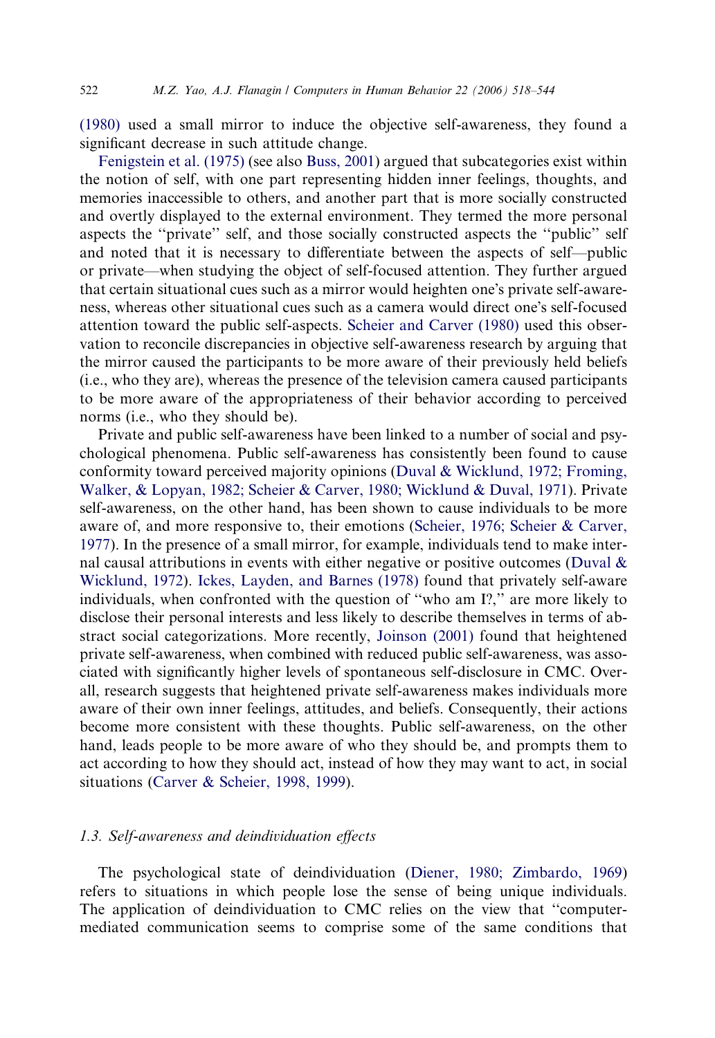(1980) used a small mirror to induce the objective self-awareness, they found a significant decrease in such attitude change.

Fenigstein et al. (1975) (see also Buss, 2001) argued that subcategories exist within the notion of self, with one part representing hidden inner feelings, thoughts, and memories inaccessible to others, and another part that is more socially constructed and overtly displayed to the external environment. They termed the more personal aspects the ''private'' self, and those socially constructed aspects the ''public'' self and noted that it is necessary to differentiate between the aspects of self—public or private—when studying the object of self-focused attention. They further argued that certain situational cues such as a mirror would heighten one's private self-awareness, whereas other situational cues such as a camera would direct one's self-focused attention toward the public self-aspects. Scheier and Carver (1980) used this observation to reconcile discrepancies in objective self-awareness research by arguing that the mirror caused the participants to be more aware of their previously held beliefs (i.e., who they are), whereas the presence of the television camera caused participants to be more aware of the appropriateness of their behavior according to perceived norms (i.e., who they should be).

Private and public self-awareness have been linked to a number of social and psychological phenomena. Public self-awareness has consistently been found to cause conformity toward perceived majority opinions (Duval & Wicklund, 1972; Froming, Walker, & Lopyan, 1982; Scheier & Carver, 1980; Wicklund & Duval, 1971). Private self-awareness, on the other hand, has been shown to cause individuals to be more aware of, and more responsive to, their emotions (Scheier, 1976; Scheier & Carver, 1977). In the presence of a small mirror, for example, individuals tend to make internal causal attributions in events with either negative or positive outcomes (Duval & Wicklund, 1972). Ickes, Layden, and Barnes (1978) found that privately self-aware individuals, when confronted with the question of ''who am I?,'' are more likely to disclose their personal interests and less likely to describe themselves in terms of abstract social categorizations. More recently, Joinson (2001) found that heightened private self-awareness, when combined with reduced public self-awareness, was associated with significantly higher levels of spontaneous self-disclosure in CMC. Overall, research suggests that heightened private self-awareness makes individuals more aware of their own inner feelings, attitudes, and beliefs. Consequently, their actions become more consistent with these thoughts. Public self-awareness, on the other hand, leads people to be more aware of who they should be, and prompts them to act according to how they should act, instead of how they may want to act, in social situations (Carver & Scheier, 1998, 1999).

### *1.3. Self-awareness and deindividuation effects*

The psychological state of deindividuation (Diener, 1980; Zimbardo, 1969) refers to situations in which people lose the sense of being unique individuals. The application of deindividuation to CMC relies on the view that ''computer-mediated communication seems to comprise some of the same conditions that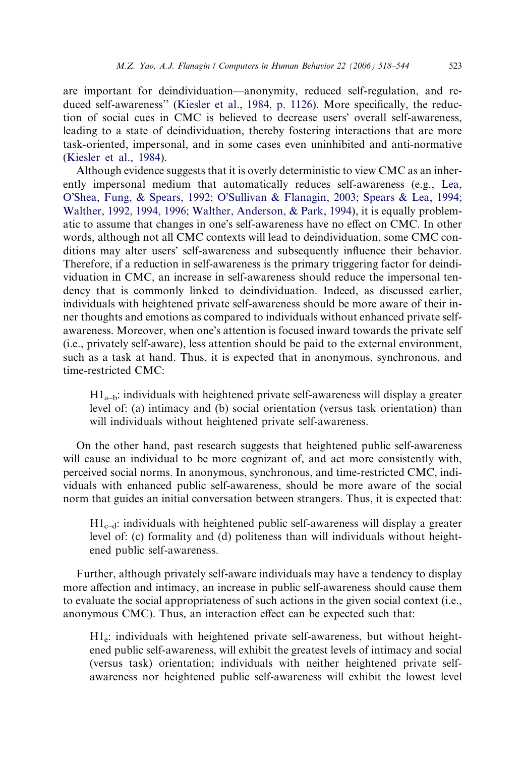are important for deindividuation—anonymity, reduced self-regulation, and reduced self-awareness'' (Kiesler et al., 1984, p. 1126). More specifically, the reduction of social cues in CMC is believed to decrease users' overall self-awareness, leading to a state of deindividuation, thereby fostering interactions that are more task-oriented, impersonal, and in some cases even uninhibited and anti-normative (Kiesler et al., 1984).

Although evidence suggests that it is overly deterministic to view CMC as an inherently impersonal medium that automatically reduces self-awareness (e.g., Lea, O'Shea, Fung, & Spears, 1992; O'Sullivan & Flanagin, 2003; Spears & Lea, 1994; Walther, 1992, 1994, 1996; Walther, Anderson, & Park, 1994), it is equally problematic to assume that changes in one's self-awareness have no effect on CMC. In other words, although not all CMC contexts will lead to deindividuation, some CMC conditions may alter users' self-awareness and subsequently influence their behavior. Therefore, if a reduction in self-awareness is the primary triggering factor for deindividuation in CMC, an increase in self-awareness should reduce the impersonal tendency that is commonly linked to deindividuation. Indeed, as discussed earlier, individuals with heightened private self-awareness should be more aware of their inner thoughts and emotions as compared to individuals without enhanced private self-awareness. Moreover, when one's attention is focused inward towards the private self (i.e., privately self-aware), less attention should be paid to the external environment, such as a task at hand. Thus, it is expected that in anonymous, synchronous, and time-restricted CMC:

> $H1_{a–b}$: individuals with heightened private self-awareness will display a greater level of: (a) intimacy and (b) social orientation (versus task orientation) than will individuals without heightened private self-awareness.

On the other hand, past research suggests that heightened public self-awareness will cause an individual to be more cognizant of, and act more consistently with, perceived social norms. In anonymous, synchronous, and time-restricted CMC, individuals with enhanced public self-awareness, should be more aware of the social norm that guides an initial conversation between strangers. Thus, it is expected that:

> $H1_{c–d}$: individuals with heightened public self-awareness will display a greater level of: (c) formality and (d) politeness than will individuals without heightened public self-awareness.

Further, although privately self-aware individuals may have a tendency to display more affection and intimacy, an increase in public self-awareness should cause them to evaluate the social appropriateness of such actions in the given social context (i.e., anonymous CMC). Thus, an interaction effect can be expected such that:

> $H1_{e}$: individuals with heightened private self-awareness, but without heightened public self-awareness, will exhibit the greatest levels of intimacy and social (versus task) orientation; individuals with neither heightened private self-awareness nor heightened public self-awareness will exhibit the lowest level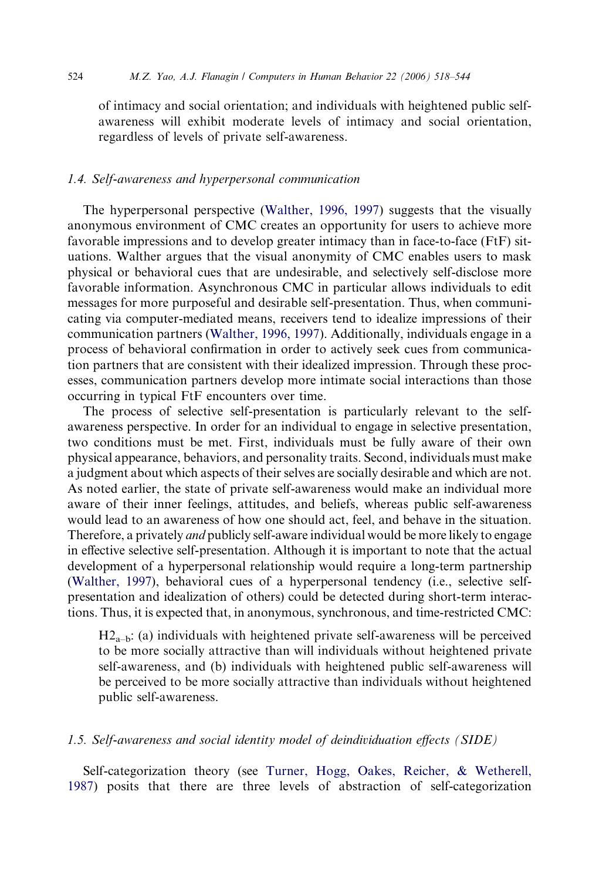of intimacy and social orientation; and individuals with heightened public self-awareness will exhibit moderate levels of intimacy and social orientation, regardless of levels of private self-awareness.

### 1.4. Self-awareness and hyperpersonal communication

The hyperpersonal perspective (Walther, 1996, 1997) suggests that the visually anonymous environment of CMC creates an opportunity for users to achieve more favorable impressions and to develop greater intimacy than in face-to-face (FtF) situations. Walther argues that the visual anonymity of CMC enables users to mask physical or behavioral cues that are undesirable, and selectively self-disclose more favorable information. Asynchronous CMC in particular allows individuals to edit messages for more purposeful and desirable self-presentation. Thus, when communicating via computer-mediated means, receivers tend to idealize impressions of their communication partners (Walther, 1996, 1997). Additionally, individuals engage in a process of behavioral confirmation in order to actively seek cues from communication partners that are consistent with their idealized impression. Through these processes, communication partners develop more intimate social interactions than those occurring in typical FtF encounters over time.

The process of selective self-presentation is particularly relevant to the self-awareness perspective. In order for an individual to engage in selective presentation, two conditions must be met. First, individuals must be fully aware of their own physical appearance, behaviors, and personality traits. Second, individuals must make a judgment about which aspects of their selves are socially desirable and which are not. As noted earlier, the state of private self-awareness would make an individual more aware of their inner feelings, attitudes, and beliefs, whereas public self-awareness would lead to an awareness of how one should act, feel, and behave in the situation. Therefore, a privately *and* publicly self-aware individual would be more likely to engage in effective selective self-presentation. Although it is important to note that the actual development of a hyperpersonal relationship would require a long-term partnership (Walther, 1997), behavioral cues of a hyperpersonal tendency (i.e., selective self-presentation and idealization of others) could be detected during short-term interactions. Thus, it is expected that, in anonymous, synchronous, and time-restricted CMC:

> $H2_{a-b}$: (a) individuals with heightened private self-awareness will be perceived to be more socially attractive than will individuals without heightened private self-awareness, and (b) individuals with heightened public self-awareness will be perceived to be more socially attractive than individuals without heightened public self-awareness.

### 1.5. Self-awareness and social identity model of deindividuation effects (SIDE)

Self-categorization theory (see Turner, Hogg, Oakes, Reicher, & Wetherell, 1987) posits that there are three levels of abstraction of self-categorization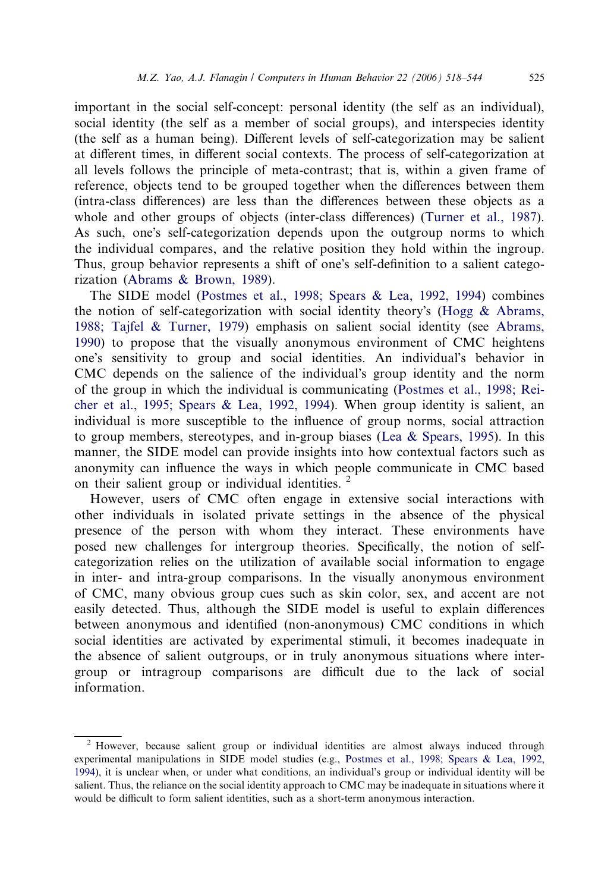important in the social self-concept: personal identity (the self as an individual), social identity (the self as a member of social groups), and interspecies identity (the self as a human being). Different levels of self-categorization may be salient at different times, in different social contexts. The process of self-categorization at all levels follows the principle of meta-contrast; that is, within a given frame of reference, objects tend to be grouped together when the differences between them (intra-class differences) are less than the differences between these objects as a whole and other groups of objects (inter-class differences) (Turner et al., 1987). As such, one's self-categorization depends upon the outgroup norms to which the individual compares, and the relative position they hold within the ingroup. Thus, group behavior represents a shift of one's self-definition to a salient categorization (Abrams & Brown, 1989).

The SIDE model (Postmes et al., 1998; Spears & Lea, 1992, 1994) combines the notion of self-categorization with social identity theory's (Hogg & Abrams, 1988; Tajfel & Turner, 1979) emphasis on salient social identity (see Abrams, 1990) to propose that the visually anonymous environment of CMC heightens one's sensitivity to group and social identities. An individual's behavior in CMC depends on the salience of the individual's group identity and the norm of the group in which the individual is communicating (Postmes et al., 1998; Reicher et al., 1995; Spears & Lea, 1992, 1994). When group identity is salient, an individual is more susceptible to the influence of group norms, social attraction to group members, stereotypes, and in-group biases (Lea & Spears, 1995). In this manner, the SIDE model can provide insights into how contextual factors such as anonymity can influence the ways in which people communicate in CMC based on their salient group or individual identities. [2]

However, users of CMC often engage in extensive social interactions with other individuals in isolated private settings in the absence of the physical presence of the person with whom they interact. These environments have posed new challenges for intergroup theories. Specifically, the notion of self-categorization relies on the utilization of available social information to engage in inter- and intra-group comparisons. In the visually anonymous environment of CMC, many obvious group cues such as skin color, sex, and accent are not easily detected. Thus, although the SIDE model is useful to explain differences between anonymous and identified (non-anonymous) CMC conditions in which social identities are activated by experimental stimuli, it becomes inadequate in the absence of salient outgroups, or in truly anonymous situations where intergroup or intragroup comparisons are difficult due to the lack of social information.

[2] However, because salient group or individual identities are almost always induced through experimental manipulations in SIDE model studies (e.g., Postmes et al., 1998; Spears & Lea, 1992, 1994), it is unclear when, or under what conditions, an individual's group or individual identity will be salient. Thus, the reliance on the social identity approach to CMC may be inadequate in situations where it would be difficult to form salient identities, such as a short-term anonymous interaction.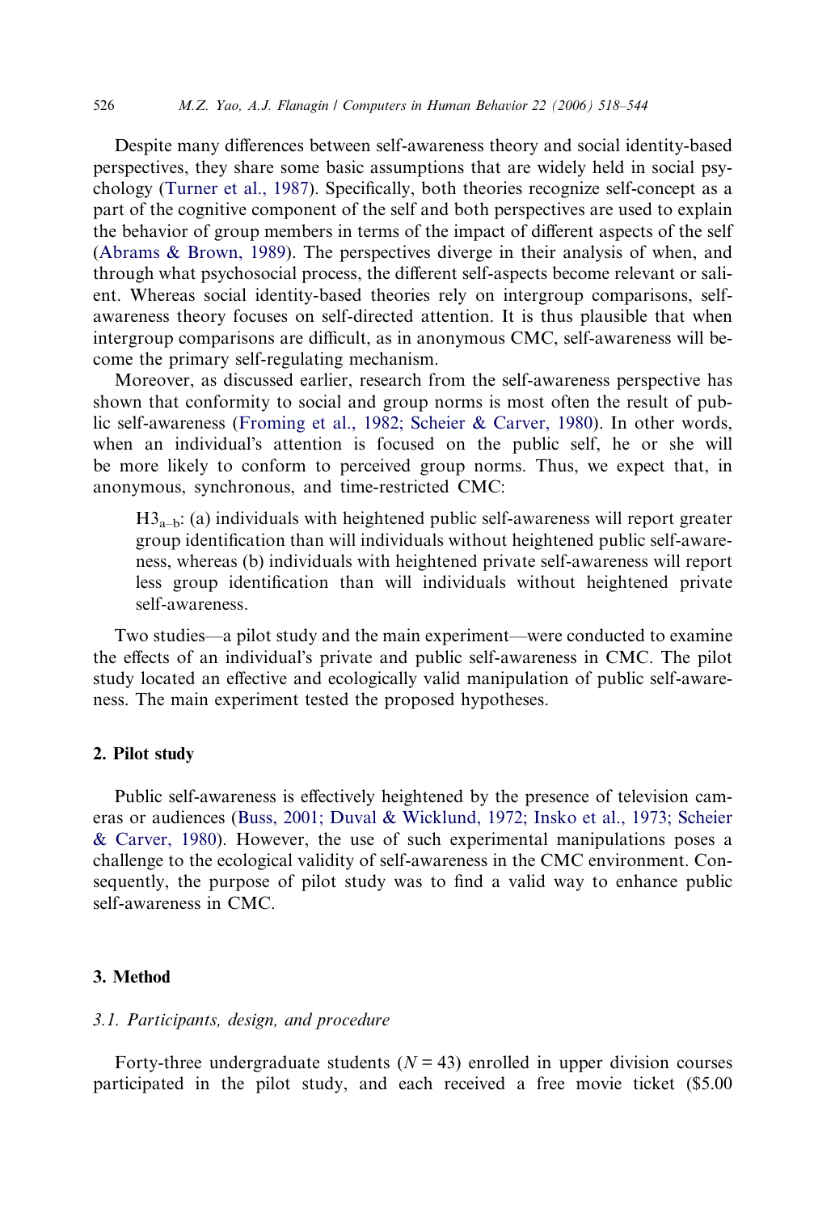Despite many differences between self-awareness theory and social identity-based perspectives, they share some basic assumptions that are widely held in social psychology (Turner et al., 1987). Specifically, both theories recognize self-concept as a part of the cognitive component of the self and both perspectives are used to explain the behavior of group members in terms of the impact of different aspects of the self (Abrams & Brown, 1989). The perspectives diverge in their analysis of when, and through what psychosocial process, the different self-aspects become relevant or salient. Whereas social identity-based theories rely on intergroup comparisons, self-awareness theory focuses on self-directed attention. It is thus plausible that when intergroup comparisons are difficult, as in anonymous CMC, self-awareness will become the primary self-regulating mechanism.

Moreover, as discussed earlier, research from the self-awareness perspective has shown that conformity to social and group norms is most often the result of public self-awareness (Froming et al., 1982; Scheier & Carver, 1980). In other words, when an individual's attention is focused on the public self, he or she will be more likely to conform to perceived group norms. Thus, we expect that, in anonymous, synchronous, and time-restricted CMC:

> $H3_{a–b}$: (a) individuals with heightened public self-awareness will report greater group identification than will individuals without heightened public self-awareness, whereas (b) individuals with heightened private self-awareness will report less group identification than will individuals without heightened private self-awareness.

Two studies—a pilot study and the main experiment—were conducted to examine the effects of an individual's private and public self-awareness in CMC. The pilot study located an effective and ecologically valid manipulation of public self-awareness. The main experiment tested the proposed hypotheses.

## 2. Pilot study

Public self-awareness is effectively heightened by the presence of television cameras or audiences (Buss, 2001; Duval & Wicklund, 1972; Insko et al., 1973; Scheier & Carver, 1980). However, the use of such experimental manipulations poses a challenge to the ecological validity of self-awareness in the CMC environment. Consequently, the purpose of pilot study was to find a valid way to enhance public self-awareness in CMC.

## 3. Method

### *3.1. Participants, design, and procedure*

Forty-three undergraduate students ($N = 43$) enrolled in upper division courses participated in the pilot study, and each received a free movie ticket ($5.00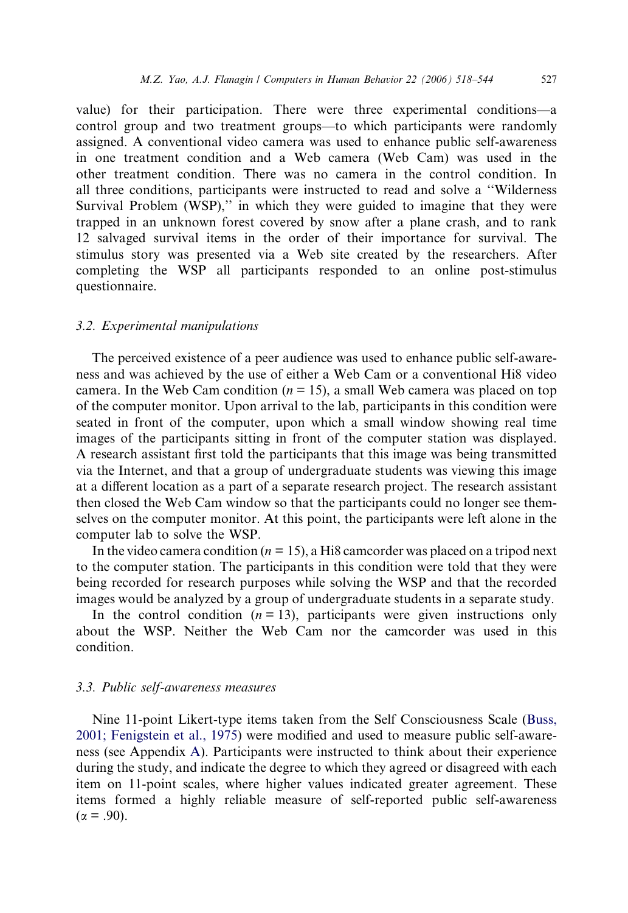value) for their participation. There were three experimental conditions—a control group and two treatment groups—to which participants were randomly assigned. A conventional video camera was used to enhance public self-awareness in one treatment condition and a Web camera (Web Cam) was used in the other treatment condition. There was no camera in the control condition. In all three conditions, participants were instructed to read and solve a ''Wilderness Survival Problem (WSP),'' in which they were guided to imagine that they were trapped in an unknown forest covered by snow after a plane crash, and to rank 12 salvaged survival items in the order of their importance for survival. The stimulus story was presented via a Web site created by the researchers. After completing the WSP all participants responded to an online post-stimulus questionnaire.

### 3.2. Experimental manipulations

The perceived existence of a peer audience was used to enhance public self-awareness and was achieved by the use of either a Web Cam or a conventional Hi8 video camera. In the Web Cam condition ($n = 15$), a small Web camera was placed on top of the computer monitor. Upon arrival to the lab, participants in this condition were seated in front of the computer, upon which a small window showing real time images of the participants sitting in front of the computer station was displayed. A research assistant first told the participants that this image was being transmitted via the Internet, and that a group of undergraduate students was viewing this image at a different location as a part of a separate research project. The research assistant then closed the Web Cam window so that the participants could no longer see themselves on the computer monitor. At this point, the participants were left alone in the computer lab to solve the WSP.

In the video camera condition ($n = 15$), a Hi8 camcorder was placed on a tripod next to the computer station. The participants in this condition were told that they were being recorded for research purposes while solving the WSP and that the recorded images would be analyzed by a group of undergraduate students in a separate study.

In the control condition ($n = 13$), participants were given instructions only about the WSP. Neither the Web Cam nor the camcorder was used in this condition.

### 3.3. Public self-awareness measures

Nine 11-point Likert-type items taken from the Self Consciousness Scale (Buss, 2001; Fenigstein et al., 1975) were modified and used to measure public self-awareness (see Appendix A). Participants were instructed to think about their experience during the study, and indicate the degree to which they agreed or disagreed with each item on 11-point scales, where higher values indicated greater agreement. These items formed a highly reliable measure of self-reported public self-awareness ($\alpha = .90$).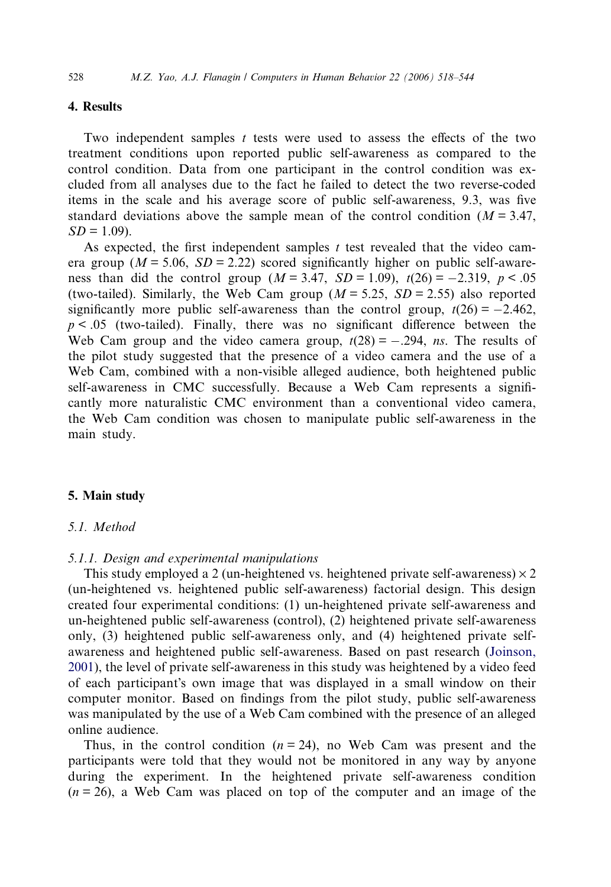## 4. Results

Two independent samples *t* tests were used to assess the effects of the two treatment conditions upon reported public self-awareness as compared to the control condition. Data from one participant in the control condition was excluded from all analyses due to the fact he failed to detect the two reverse-coded items in the scale and his average score of public self-awareness, 9.3, was five standard deviations above the sample mean of the control condition ($M = 3.47$, $SD = 1.09$).

As expected, the first independent samples *t* test revealed that the video camera group ($M = 5.06$, $SD = 2.22$) scored significantly higher on public self-awareness than did the control group ($M = 3.47$, $SD = 1.09$), $t(26) = -2.319$, $p < .05$ (two-tailed). Similarly, the Web Cam group ($M = 5.25$, $SD = 2.55$) also reported significantly more public self-awareness than the control group, $t(26) = -2.462$, $p < .05$ (two-tailed). Finally, there was no significant difference between the Web Cam group and the video camera group, $t(28) = -.294$, *ns*. The results of the pilot study suggested that the presence of a video camera and the use of a Web Cam, combined with a non-visible alleged audience, both heightened public self-awareness in CMC successfully. Because a Web Cam represents a significantly more naturalistic CMC environment than a conventional video camera, the Web Cam condition was chosen to manipulate public self-awareness in the main study.

## 5. Main study

### 5.1. Method

#### 5.1.1. Design and experimental manipulations

This study employed a 2 (un-heightened vs. heightened private self-awareness) × 2 (un-heightened vs. heightened public self-awareness) factorial design. This design created four experimental conditions: (1) un-heightened private self-awareness and un-heightened public self-awareness (control), (2) heightened private self-awareness only, (3) heightened public self-awareness only, and (4) heightened private self-awareness and heightened public self-awareness. Based on past research (Joinson, 2001), the level of private self-awareness in this study was heightened by a video feed of each participant's own image that was displayed in a small window on their computer monitor. Based on findings from the pilot study, public self-awareness was manipulated by the use of a Web Cam combined with the presence of an alleged online audience.

Thus, in the control condition ($n = 24$), no Web Cam was present and the participants were told that they would not be monitored in any way by anyone during the experiment. In the heightened private self-awareness condition ($n = 26$), a Web Cam was placed on top of the computer and an image of the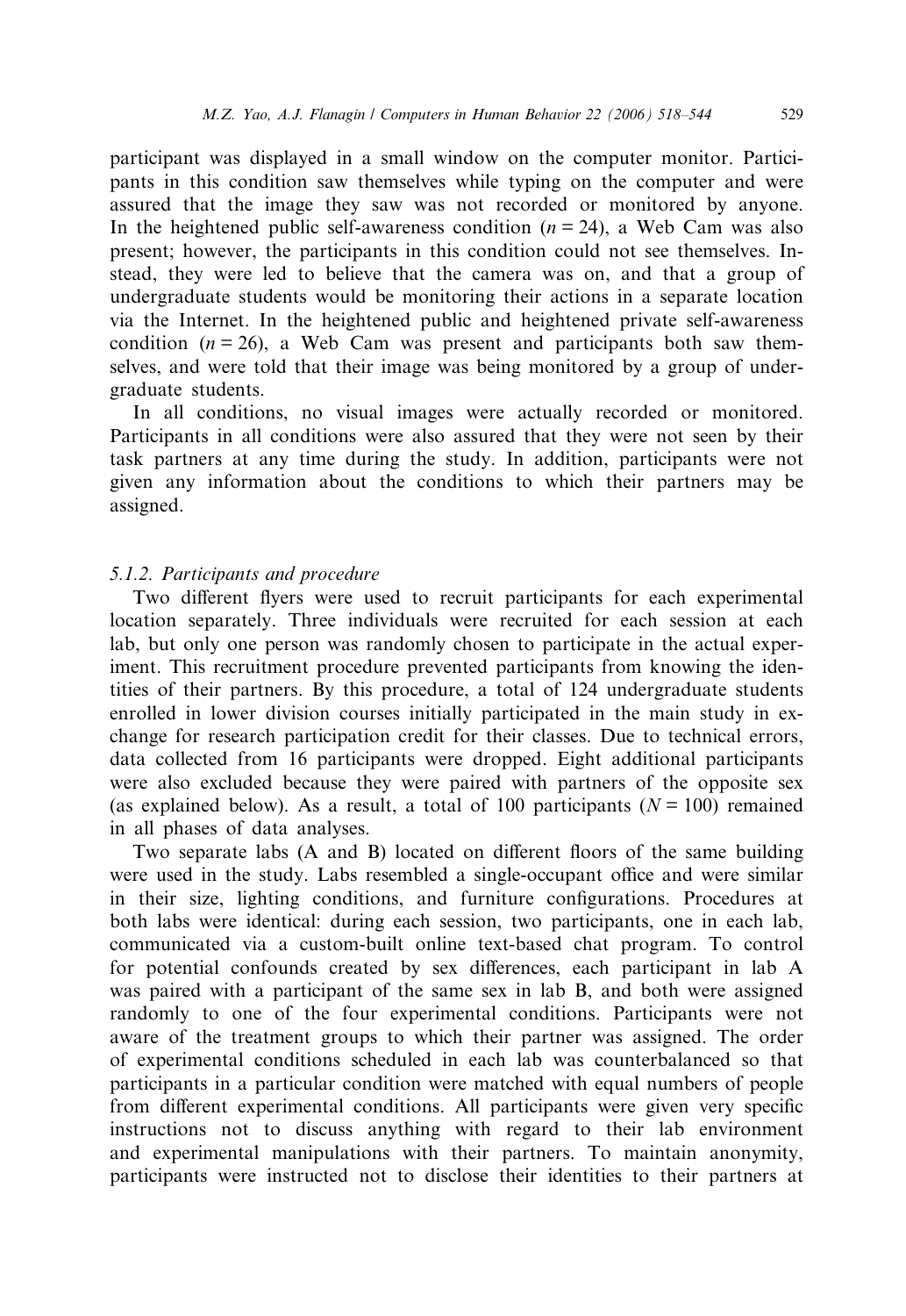participant was displayed in a small window on the computer monitor. Participants in this condition saw themselves while typing on the computer and were assured that the image they saw was not recorded or monitored by anyone. In the heightened public self-awareness condition ($n = 24$), a Web Cam was also present; however, the participants in this condition could not see themselves. Instead, they were led to believe that the camera was on, and that a group of undergraduate students would be monitoring their actions in a separate location via the Internet. In the heightened public and heightened private self-awareness condition ($n = 26$), a Web Cam was present and participants both saw themselves, and were told that their image was being monitored by a group of undergraduate students.

In all conditions, no visual images were actually recorded or monitored. Participants in all conditions were also assured that they were not seen by their task partners at any time during the study. In addition, participants were not given any information about the conditions to which their partners may be assigned.

#### *5.1.2. Participants and procedure*

Two different flyers were used to recruit participants for each experimental location separately. Three individuals were recruited for each session at each lab, but only one person was randomly chosen to participate in the actual experiment. This recruitment procedure prevented participants from knowing the identities of their partners. By this procedure, a total of 124 undergraduate students enrolled in lower division courses initially participated in the main study in exchange for research participation credit for their classes. Due to technical errors, data collected from 16 participants were dropped. Eight additional participants were also excluded because they were paired with partners of the opposite sex (as explained below). As a result, a total of 100 participants ($N = 100$) remained in all phases of data analyses.

Two separate labs (A and B) located on different floors of the same building were used in the study. Labs resembled a single-occupant office and were similar in their size, lighting conditions, and furniture configurations. Procedures at both labs were identical: during each session, two participants, one in each lab, communicated via a custom-built online text-based chat program. To control for potential confounds created by sex differences, each participant in lab A was paired with a participant of the same sex in lab B, and both were assigned randomly to one of the four experimental conditions. Participants were not aware of the treatment groups to which their partner was assigned. The order of experimental conditions scheduled in each lab was counterbalanced so that participants in a particular condition were matched with equal numbers of people from different experimental conditions. All participants were given very specific instructions not to discuss anything with regard to their lab environment and experimental manipulations with their partners. To maintain anonymity, participants were instructed not to disclose their identities to their partners at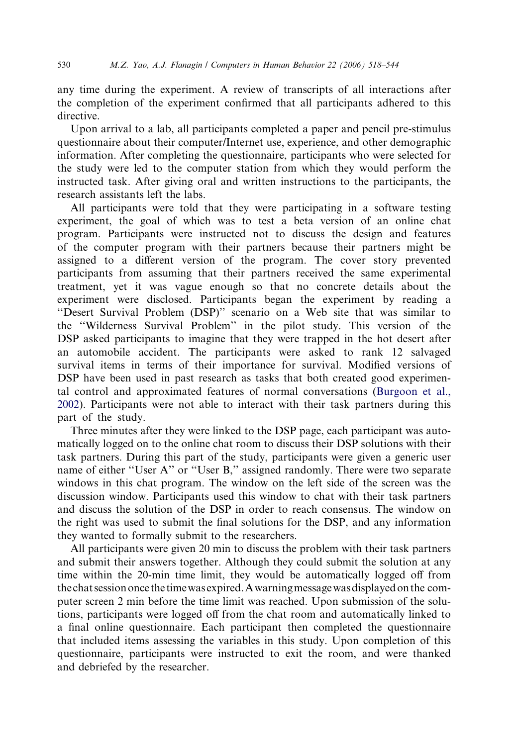any time during the experiment. A review of transcripts of all interactions after the completion of the experiment confirmed that all participants adhered to this directive.

Upon arrival to a lab, all participants completed a paper and pencil pre-stimulus questionnaire about their computer/Internet use, experience, and other demographic information. After completing the questionnaire, participants who were selected for the study were led to the computer station from which they would perform the instructed task. After giving oral and written instructions to the participants, the research assistants left the labs.

All participants were told that they were participating in a software testing experiment, the goal of which was to test a beta version of an online chat program. Participants were instructed not to discuss the design and features of the computer program with their partners because their partners might be assigned to a different version of the program. The cover story prevented participants from assuming that their partners received the same experimental treatment, yet it was vague enough so that no concrete details about the experiment were disclosed. Participants began the experiment by reading a ''Desert Survival Problem (DSP)'' scenario on a Web site that was similar to the ''Wilderness Survival Problem'' in the pilot study. This version of the DSP asked participants to imagine that they were trapped in the hot desert after an automobile accident. The participants were asked to rank 12 salvaged survival items in terms of their importance for survival. Modified versions of DSP have been used in past research as tasks that both created good experimental control and approximated features of normal conversations (Burgoon et al., 2002). Participants were not able to interact with their task partners during this part of the study.

Three minutes after they were linked to the DSP page, each participant was automatically logged on to the online chat room to discuss their DSP solutions with their task partners. During this part of the study, participants were given a generic user name of either ''User A'' or ''User B,'' assigned randomly. There were two separate windows in this chat program. The window on the left side of the screen was the discussion window. Participants used this window to chat with their task partners and discuss the solution of the DSP in order to reach consensus. The window on the right was used to submit the final solutions for the DSP, and any information they wanted to formally submit to the researchers.

All participants were given 20 min to discuss the problem with their task partners and submit their answers together. Although they could submit the solution at any time within the 20-min time limit, they would be automatically logged off from the chat session once the time was expired. A warning message was displayed on the computer screen 2 min before the time limit was reached. Upon submission of the solutions, participants were logged off from the chat room and automatically linked to a final online questionnaire. Each participant then completed the questionnaire that included items assessing the variables in this study. Upon completion of this questionnaire, participants were instructed to exit the room, and were thanked and debriefed by the researcher.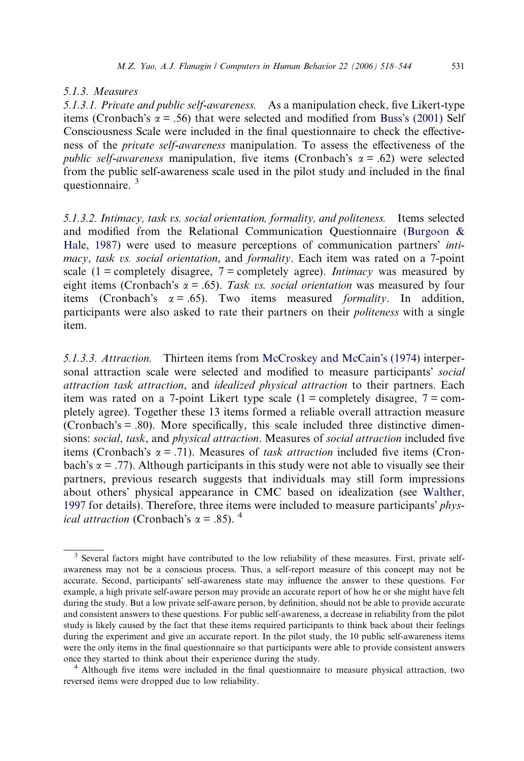#### 5.1.3. Measures

*5.1.3.1. Private and public self-awareness.* As a manipulation check, five Likert-type items (Cronbach's $\alpha = .56$) that were selected and modified from Buss's (2001) Self Consciousness Scale were included in the final questionnaire to check the effectiveness of the *private self-awareness* manipulation. To assess the effectiveness of the *public self-awareness* manipulation, five items (Cronbach's $\alpha = .62$) were selected from the public self-awareness scale used in the pilot study and included in the final questionnaire. [3]

*5.1.3.2. Intimacy, task vs. social orientation, formality, and politeness.* Items selected and modified from the Relational Communication Questionnaire (Burgoon & Hale, 1987) were used to measure perceptions of communication partners' *intimacy*, *task vs. social orientation*, and *formality*. Each item was rated on a 7-point scale (1 = completely disagree, 7 = completely agree). *Intimacy* was measured by eight items (Cronbach's $\alpha = .65$). *Task vs. social orientation* was measured by four items (Cronbach's $\alpha = .65$). Two items measured *formality*. In addition, participants were also asked to rate their partners on their *politeness* with a single item.

*5.1.3.3. Attraction.* Thirteen items from McCroskey and McCain's (1974) interpersonal attraction scale were selected and modified to measure participants' *social attraction task attraction*, and *idealized physical attraction* to their partners. Each item was rated on a 7-point Likert type scale (1 = completely disagree, 7 = completely agree). Together these 13 items formed a reliable overall attraction measure (Cronbach's = .80). More specifically, this scale included three distinctive dimensions: *social*, *task*, and *physical attraction*. Measures of *social attraction* included five items (Cronbach's $\alpha = .71$). Measures of *task attraction* included five items (Cronbach's $\alpha = .77$). Although participants in this study were not able to visually see their partners, previous research suggests that individuals may still form impressions about others' physical appearance in CMC based on idealization (see Walther, 1997 for details). Therefore, three items were included to measure participants' *physical attraction* (Cronbach's $\alpha = .85$). [4]

---

[3] Several factors might have contributed to the low reliability of these measures. First, private self-awareness may not be a conscious process. Thus, a self-report measure of this concept may not be accurate. Second, participants' self-awareness state may influence the answer to these questions. For example, a high private self-aware person may provide an accurate report of how he or she might have felt during the study. But a low private self-aware person, by definition, should not be able to provide accurate and consistent answers to these questions. For public self-awareness, a decrease in reliability from the pilot study is likely caused by the fact that these items required participants to think back about their feelings during the experiment and give an accurate report. In the pilot study, the 10 public self-awareness items were the only items in the final questionnaire so that participants were able to provide consistent answers once they started to think about their experience during the study.

[4] Although five items were included in the final questionnaire to measure physical attraction, two reversed items were dropped due to low reliability.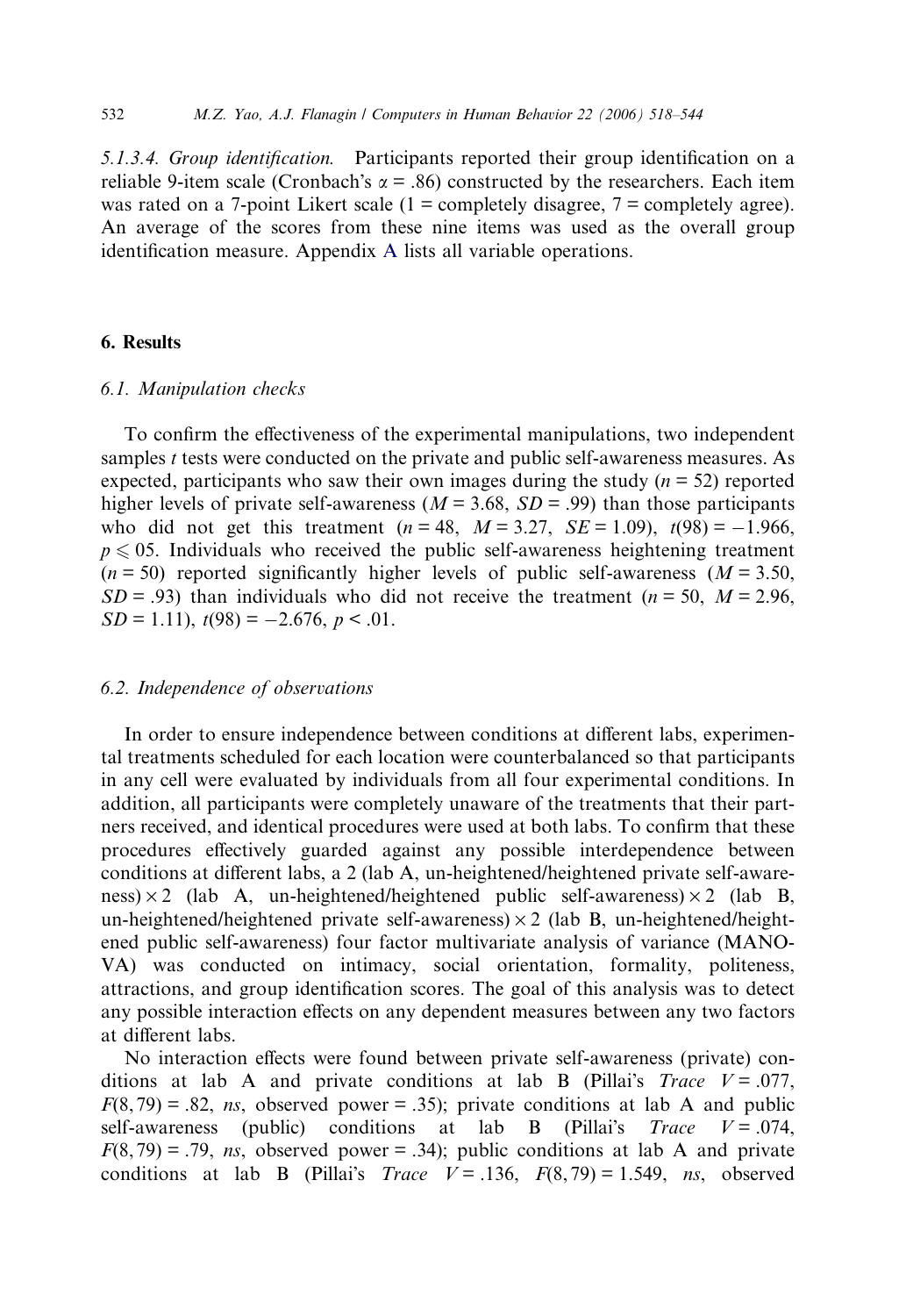*5.1.3.4. Group identification.* Participants reported their group identification on a reliable 9-item scale (Cronbach's $\alpha = .86$) constructed by the researchers. Each item was rated on a 7-point Likert scale (1 = completely disagree, 7 = completely agree). An average of the scores from these nine items was used as the overall group identification measure. Appendix A lists all variable operations.

## 6. Results

### 6.1. Manipulation checks

To confirm the effectiveness of the experimental manipulations, two independent samples *t* tests were conducted on the private and public self-awareness measures. As expected, participants who saw their own images during the study ($n = 52$) reported higher levels of private self-awareness ($M = 3.68$, $SD = .99$) than those participants who did not get this treatment ($n = 48$, $M = 3.27$, $SE = 1.09$), $t(98) = -1.966$, $p \leqslant 05$. Individuals who received the public self-awareness heightening treatment ($n = 50$) reported significantly higher levels of public self-awareness ($M = 3.50$, $SD = .93$) than individuals who did not receive the treatment ($n = 50$, $M = 2.96$, $SD = 1.11$), $t(98) = -2.676$, $p < .01$.

### 6.2. Independence of observations

In order to ensure independence between conditions at different labs, experimental treatments scheduled for each location were counterbalanced so that participants in any cell were evaluated by individuals from all four experimental conditions. In addition, all participants were completely unaware of the treatments that their partners received, and identical procedures were used at both labs. To confirm that these procedures effectively guarded against any possible interdependence between conditions at different labs, a 2 (lab A, un-heightened/heightened private self-awareness) × 2 (lab A, un-heightened/heightened public self-awareness) × 2 (lab B, un-heightened/heightened private self-awareness) × 2 (lab B, un-heightened/heightened public self-awareness) four factor multivariate analysis of variance (MANOVA) was conducted on intimacy, social orientation, formality, politeness, attractions, and group identification scores. The goal of this analysis was to detect any possible interaction effects on any dependent measures between any two factors at different labs.

No interaction effects were found between private self-awareness (private) conditions at lab A and private conditions at lab B (Pillai's *Trace* $V = .077$, $F(8,79) = .82$, *ns*, observed power = .35); private conditions at lab A and public self-awareness (public) conditions at lab B (Pillai's *Trace* $V = .074$, $F(8,79) = .79$, *ns*, observed power = .34); public conditions at lab A and private conditions at lab B (Pillai's *Trace* $V = .136$, $F(8,79) = 1.549$, *ns*, observed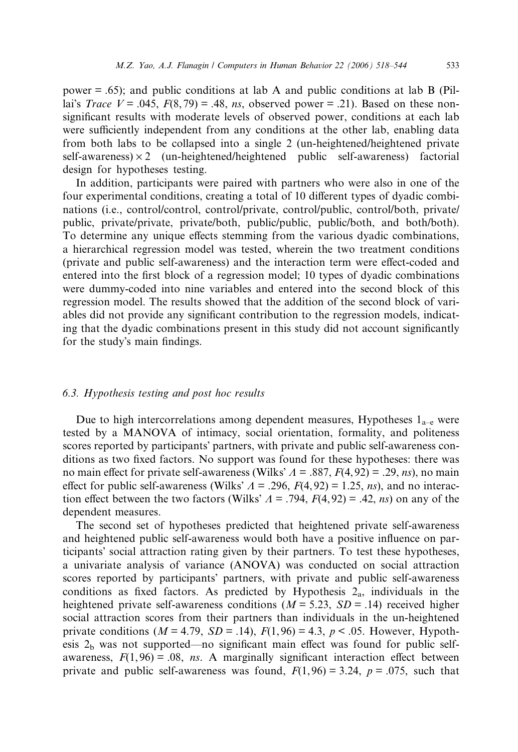power = .65); and public conditions at lab A and public conditions at lab B (Pillai's *Trace* $V = .045$, $F(8, 79) = .48$, *ns*, observed power = .21). Based on these non-significant results with moderate levels of observed power, conditions at each lab were sufficiently independent from any conditions at the other lab, enabling data from both labs to be collapsed into a single 2 (un-heightened/heightened private self-awareness) × 2 (un-heightened/heightened public self-awareness) factorial design for hypotheses testing.

In addition, participants were paired with partners who were also in one of the four experimental conditions, creating a total of 10 different types of dyadic combinations (i.e., control/control, control/private, control/public, control/both, private/public, private/private, private/both, public/public, public/both, and both/both). To determine any unique effects stemming from the various dyadic combinations, a hierarchical regression model was tested, wherein the two treatment conditions (private and public self-awareness) and the interaction term were effect-coded and entered into the first block of a regression model; 10 types of dyadic combinations were dummy-coded into nine variables and entered into the second block of this regression model. The results showed that the addition of the second block of variables did not provide any significant contribution to the regression models, indicating that the dyadic combinations present in this study did not account significantly for the study's main findings.

### 6.3. Hypothesis testing and post hoc results

Due to high intercorrelations among dependent measures, Hypotheses $1_{a-e}$ were tested by a MANOVA of intimacy, social orientation, formality, and politeness scores reported by participants' partners, with private and public self-awareness conditions as two fixed factors. No support was found for these hypotheses: there was no main effect for private self-awareness (Wilks' $\Lambda = .887$, $F(4, 92) = .29$, *ns*), no main effect for public self-awareness (Wilks' $\Lambda = .296$, $F(4, 92) = 1.25$, *ns*), and no interaction effect between the two factors (Wilks' $\Lambda = .794$, $F(4, 92) = .42$, *ns*) on any of the dependent measures.

The second set of hypotheses predicted that heightened private self-awareness and heightened public self-awareness would both have a positive influence on participants' social attraction rating given by their partners. To test these hypotheses, a univariate analysis of variance (ANOVA) was conducted on social attraction scores reported by participants' partners, with private and public self-awareness conditions as fixed factors. As predicted by Hypothesis $2_a$, individuals in the heightened private self-awareness conditions ($M = 5.23$, $SD = .14$) received higher social attraction scores from their partners than individuals in the un-heightened private conditions ($M = 4.79$, $SD = .14$), $F(1, 96) = 4.3$, $p < .05$. However, Hypothesis $2_b$ was not supported—no significant main effect was found for public self-awareness, $F(1, 96) = .08$, *ns*. A marginally significant interaction effect between private and public self-awareness was found, $F(1, 96) = 3.24$, $p = .075$, such that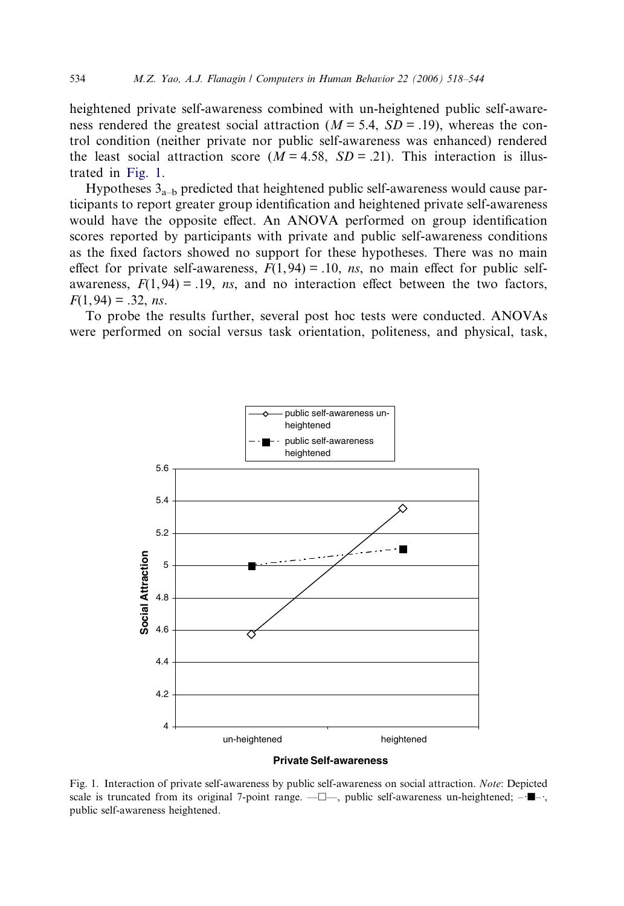heightened private self-awareness combined with un-heightened public self-awareness rendered the greatest social attraction ($M = 5.4$, $SD = .19$), whereas the control condition (neither private nor public self-awareness was enhanced) rendered the least social attraction score ($M = 4.58$, $SD = .21$). This interaction is illustrated in Fig. 1.

Hypotheses $3_{a–b}$ predicted that heightened public self-awareness would cause participants to report greater group identification and heightened private self-awareness would have the opposite effect. An ANOVA performed on group identification scores reported by participants with private and public self-awareness conditions as the fixed factors showed no support for these hypotheses. There was no main effect for private self-awareness, $F(1,94) = .10$, *ns*, no main effect for public self-awareness, $F(1,94) = .19$, *ns*, and no interaction effect between the two factors, $F(1,94) = .32$, *ns*.

To probe the results further, several post hoc tests were conducted. ANOVAs were performed on social versus task orientation, politeness, and physical, task,

Fig. 1. Interaction of private self-awareness by public self-awareness on social attraction. *Note*: Depicted scale is truncated from its original 7-point range. —□—, public self-awareness un-heightened; –·■–·, public self-awareness heightened.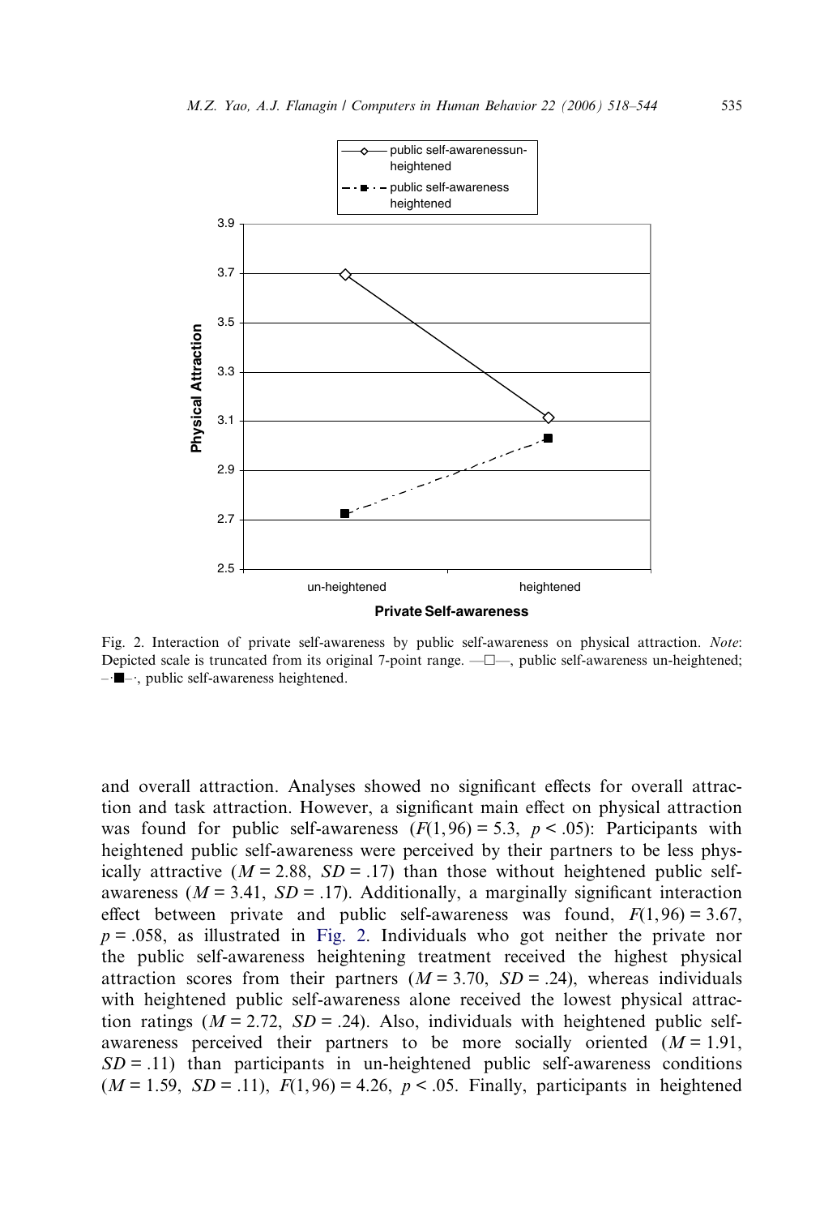Fig. 2. Interaction of private self-awareness by public self-awareness on physical attraction. *Note*: Depicted scale is truncated from its original 7-point range. —□—, public self-awareness un-heightened; –·■–·, public self-awareness heightened.

and overall attraction. Analyses showed no significant effects for overall attraction and task attraction. However, a significant main effect on physical attraction was found for public self-awareness ($F(1, 96) = 5.3$, $p < .05$): Participants with heightened public self-awareness were perceived by their partners to be less physically attractive ($M = 2.88$, $SD = .17$) than those without heightened public self-awareness ($M = 3.41$, $SD = .17$). Additionally, a marginally significant interaction effect between private and public self-awareness was found, $F(1, 96) = 3.67$, $p = .058$, as illustrated in Fig. 2. Individuals who got neither the private nor the public self-awareness heightening treatment received the highest physical attraction scores from their partners ($M = 3.70$, $SD = .24$), whereas individuals with heightened public self-awareness alone received the lowest physical attraction ratings ($M = 2.72$, $SD = .24$). Also, individuals with heightened public self-awareness perceived their partners to be more socially oriented ($M = 1.91$, $SD = .11$) than participants in un-heightened public self-awareness conditions ($M = 1.59$, $SD = .11$), $F(1, 96) = 4.26$, $p < .05$. Finally, participants in heightened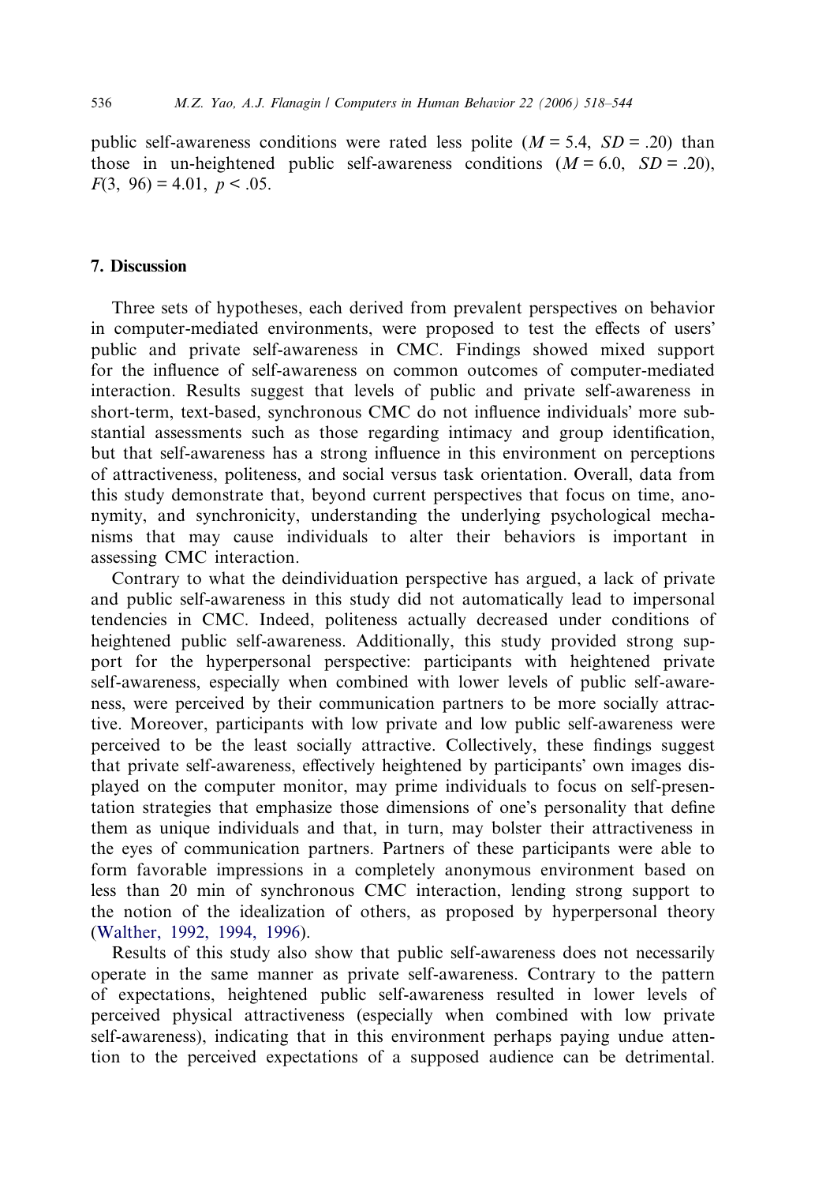public self-awareness conditions were rated less polite ($M = 5.4$, $SD = .20$) than those in un-heightened public self-awareness conditions ($M = 6.0$, $SD = .20$), $F(3, 96) = 4.01$, $p < .05$.

## 7. Discussion

Three sets of hypotheses, each derived from prevalent perspectives on behavior in computer-mediated environments, were proposed to test the effects of users' public and private self-awareness in CMC. Findings showed mixed support for the influence of self-awareness on common outcomes of computer-mediated interaction. Results suggest that levels of public and private self-awareness in short-term, text-based, synchronous CMC do not influence individuals' more substantial assessments such as those regarding intimacy and group identification, but that self-awareness has a strong influence in this environment on perceptions of attractiveness, politeness, and social versus task orientation. Overall, data from this study demonstrate that, beyond current perspectives that focus on time, anonymity, and synchronicity, understanding the underlying psychological mechanisms that may cause individuals to alter their behaviors is important in assessing CMC interaction.

Contrary to what the deindividuation perspective has argued, a lack of private and public self-awareness in this study did not automatically lead to impersonal tendencies in CMC. Indeed, politeness actually decreased under conditions of heightened public self-awareness. Additionally, this study provided strong support for the hyperpersonal perspective: participants with heightened private self-awareness, especially when combined with lower levels of public self-awareness, were perceived by their communication partners to be more socially attractive. Moreover, participants with low private and low public self-awareness were perceived to be the least socially attractive. Collectively, these findings suggest that private self-awareness, effectively heightened by participants' own images displayed on the computer monitor, may prime individuals to focus on self-presentation strategies that emphasize those dimensions of one's personality that define them as unique individuals and that, in turn, may bolster their attractiveness in the eyes of communication partners. Partners of these participants were able to form favorable impressions in a completely anonymous environment based on less than 20 min of synchronous CMC interaction, lending strong support to the notion of the idealization of others, as proposed by hyperpersonal theory (Walther, 1992, 1994, 1996).

Results of this study also show that public self-awareness does not necessarily operate in the same manner as private self-awareness. Contrary to the pattern of expectations, heightened public self-awareness resulted in lower levels of perceived physical attractiveness (especially when combined with low private self-awareness), indicating that in this environment perhaps paying undue attention to the perceived expectations of a supposed audience can be detrimental.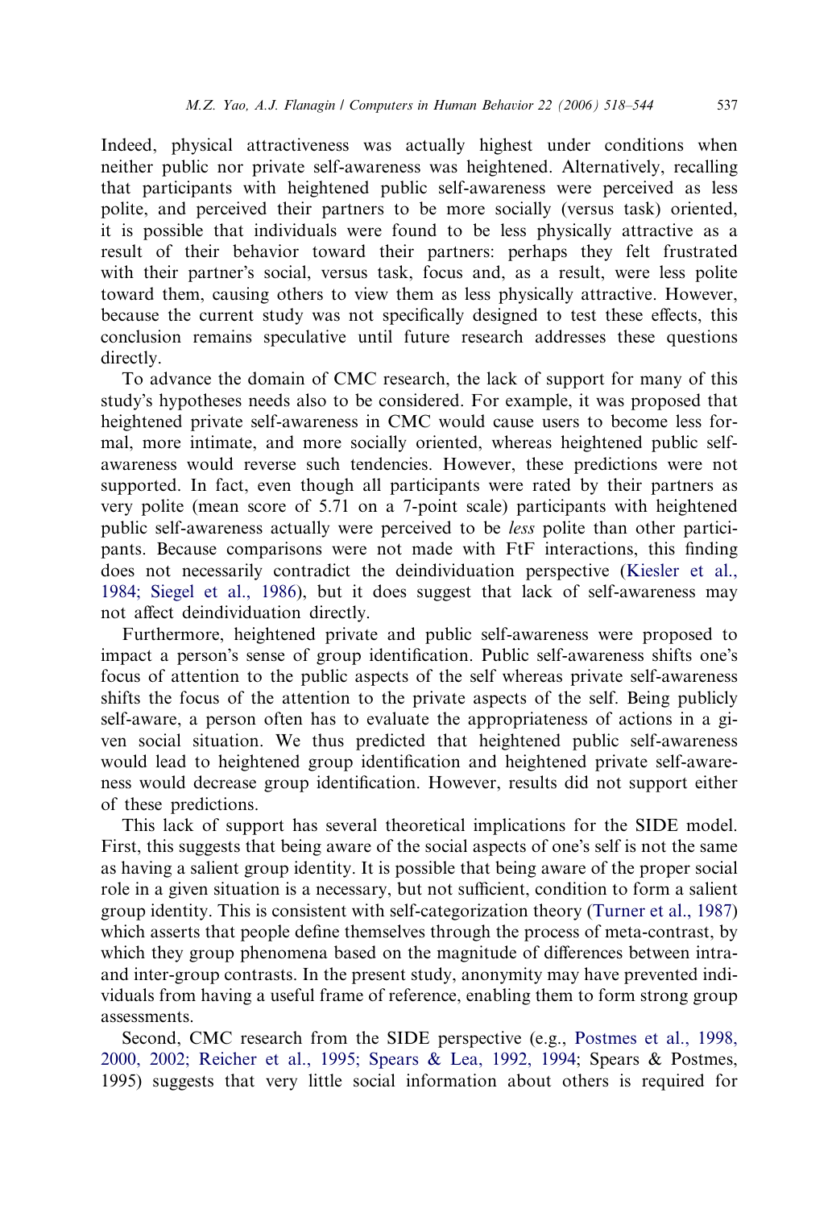Indeed, physical attractiveness was actually highest under conditions when neither public nor private self-awareness was heightened. Alternatively, recalling that participants with heightened public self-awareness were perceived as less polite, and perceived their partners to be more socially (versus task) oriented, it is possible that individuals were found to be less physically attractive as a result of their behavior toward their partners: perhaps they felt frustrated with their partner's social, versus task, focus and, as a result, were less polite toward them, causing others to view them as less physically attractive. However, because the current study was not specifically designed to test these effects, this conclusion remains speculative until future research addresses these questions directly.

To advance the domain of CMC research, the lack of support for many of this study's hypotheses needs also to be considered. For example, it was proposed that heightened private self-awareness in CMC would cause users to become less formal, more intimate, and more socially oriented, whereas heightened public self-awareness would reverse such tendencies. However, these predictions were not supported. In fact, even though all participants were rated by their partners as very polite (mean score of 5.71 on a 7-point scale) participants with heightened public self-awareness actually were perceived to be *less* polite than other participants. Because comparisons were not made with FtF interactions, this finding does not necessarily contradict the deindividuation perspective (Kiesler et al., 1984; Siegel et al., 1986), but it does suggest that lack of self-awareness may not affect deindividuation directly.

Furthermore, heightened private and public self-awareness were proposed to impact a person's sense of group identification. Public self-awareness shifts one's focus of attention to the public aspects of the self whereas private self-awareness shifts the focus of the attention to the private aspects of the self. Being publicly self-aware, a person often has to evaluate the appropriateness of actions in a given social situation. We thus predicted that heightened public self-awareness would lead to heightened group identification and heightened private self-awareness would decrease group identification. However, results did not support either of these predictions.

This lack of support has several theoretical implications for the SIDE model. First, this suggests that being aware of the social aspects of one's self is not the same as having a salient group identity. It is possible that being aware of the proper social role in a given situation is a necessary, but not sufficient, condition to form a salient group identity. This is consistent with self-categorization theory (Turner et al., 1987) which asserts that people define themselves through the process of meta-contrast, by which they group phenomena based on the magnitude of differences between intra- and inter-group contrasts. In the present study, anonymity may have prevented individuals from having a useful frame of reference, enabling them to form strong group assessments.

Second, CMC research from the SIDE perspective (e.g., Postmes et al., 1998, 2000, 2002; Reicher et al., 1995; Spears & Lea, 1992, 1994; Spears & Postmes, 1995) suggests that very little social information about others is required for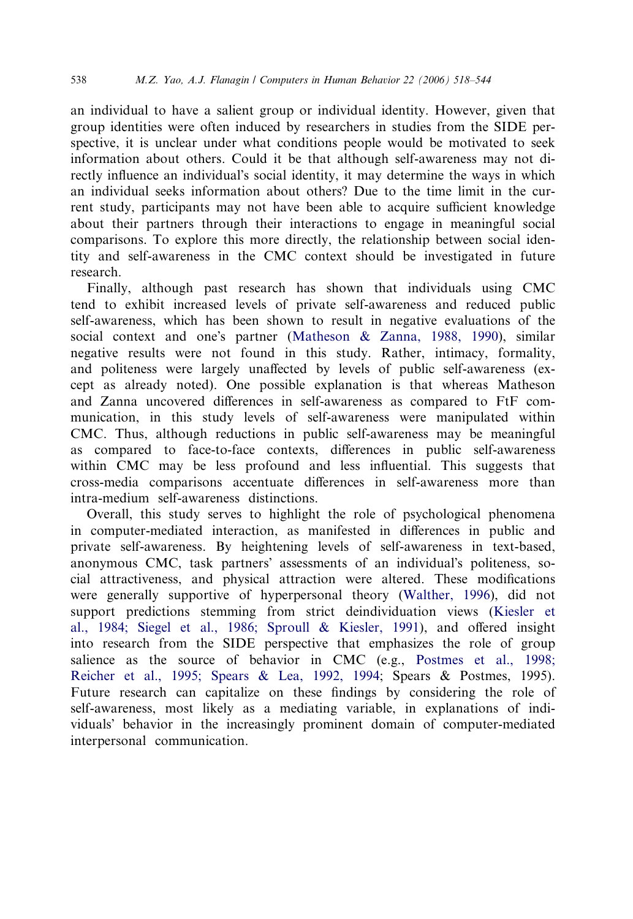an individual to have a salient group or individual identity. However, given that group identities were often induced by researchers in studies from the SIDE perspective, it is unclear under what conditions people would be motivated to seek information about others. Could it be that although self-awareness may not directly influence an individual's social identity, it may determine the ways in which an individual seeks information about others? Due to the time limit in the current study, participants may not have been able to acquire sufficient knowledge about their partners through their interactions to engage in meaningful social comparisons. To explore this more directly, the relationship between social identity and self-awareness in the CMC context should be investigated in future research.

Finally, although past research has shown that individuals using CMC tend to exhibit increased levels of private self-awareness and reduced public self-awareness, which has been shown to result in negative evaluations of the social context and one's partner (Matheson & Zanna, 1988, 1990), similar negative results were not found in this study. Rather, intimacy, formality, and politeness were largely unaffected by levels of public self-awareness (except as already noted). One possible explanation is that whereas Matheson and Zanna uncovered differences in self-awareness as compared to FtF communication, in this study levels of self-awareness were manipulated within CMC. Thus, although reductions in public self-awareness may be meaningful as compared to face-to-face contexts, differences in public self-awareness within CMC may be less profound and less influential. This suggests that cross-media comparisons accentuate differences in self-awareness more than intra-medium self-awareness distinctions.

Overall, this study serves to highlight the role of psychological phenomena in computer-mediated interaction, as manifested in differences in public and private self-awareness. By heightening levels of self-awareness in text-based, anonymous CMC, task partners' assessments of an individual's politeness, social attractiveness, and physical attraction were altered. These modifications were generally supportive of hyperpersonal theory (Walther, 1996), did not support predictions stemming from strict deindividuation views (Kiesler et al., 1984; Siegel et al., 1986; Sproull & Kiesler, 1991), and offered insight into research from the SIDE perspective that emphasizes the role of group salience as the source of behavior in CMC (e.g., Postmes et al., 1998; Reicher et al., 1995; Spears & Lea, 1992, 1994; Spears & Postmes, 1995). Future research can capitalize on these findings by considering the role of self-awareness, most likely as a mediating variable, in explanations of individuals' behavior in the increasingly prominent domain of computer-mediated interpersonal communication.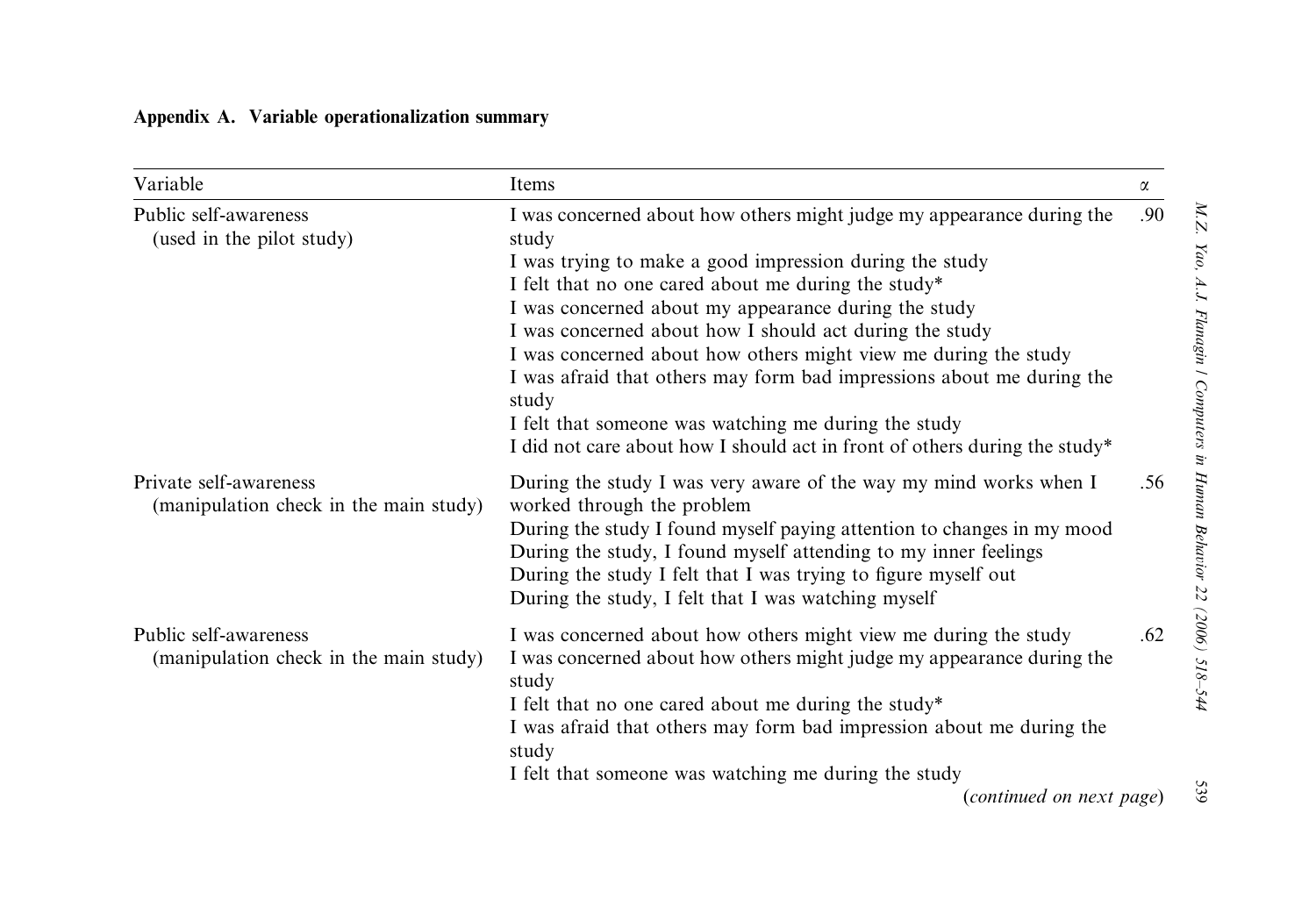## Appendix A. Variable operationalization summary

| Variable | Items | α |
|---|---|---|
| Public self-awareness (used in the pilot study) | I was concerned about how others might judge my appearance during the study<br>I was trying to make a good impression during the study<br>I felt that no one cared about me during the study*<br>I was concerned about my appearance during the study<br>I was concerned about how I should act during the study<br>I was concerned about how others might view me during the study<br>I was afraid that others may form bad impressions about me during the study<br>I felt that someone was watching me during the study<br>I did not care about how I should act in front of others during the study* | .90 |
| Private self-awareness (manipulation check in the main study) | During the study I was very aware of the way my mind works when I worked through the problem<br>During the study I found myself paying attention to changes in my mood<br>During the study, I found myself attending to my inner feelings<br>During the study I felt that I was trying to figure myself out<br>During the study, I felt that I was watching myself | .56 |
| Public self-awareness (manipulation check in the main study) | I was concerned about how others might view me during the study<br>I was concerned about how others might judge my appearance during the study<br>I felt that no one cared about me during the study*<br>I was afraid that others may form bad impression about me during the study<br>I felt that someone was watching me during the study | .62 |

(*continued on next page*)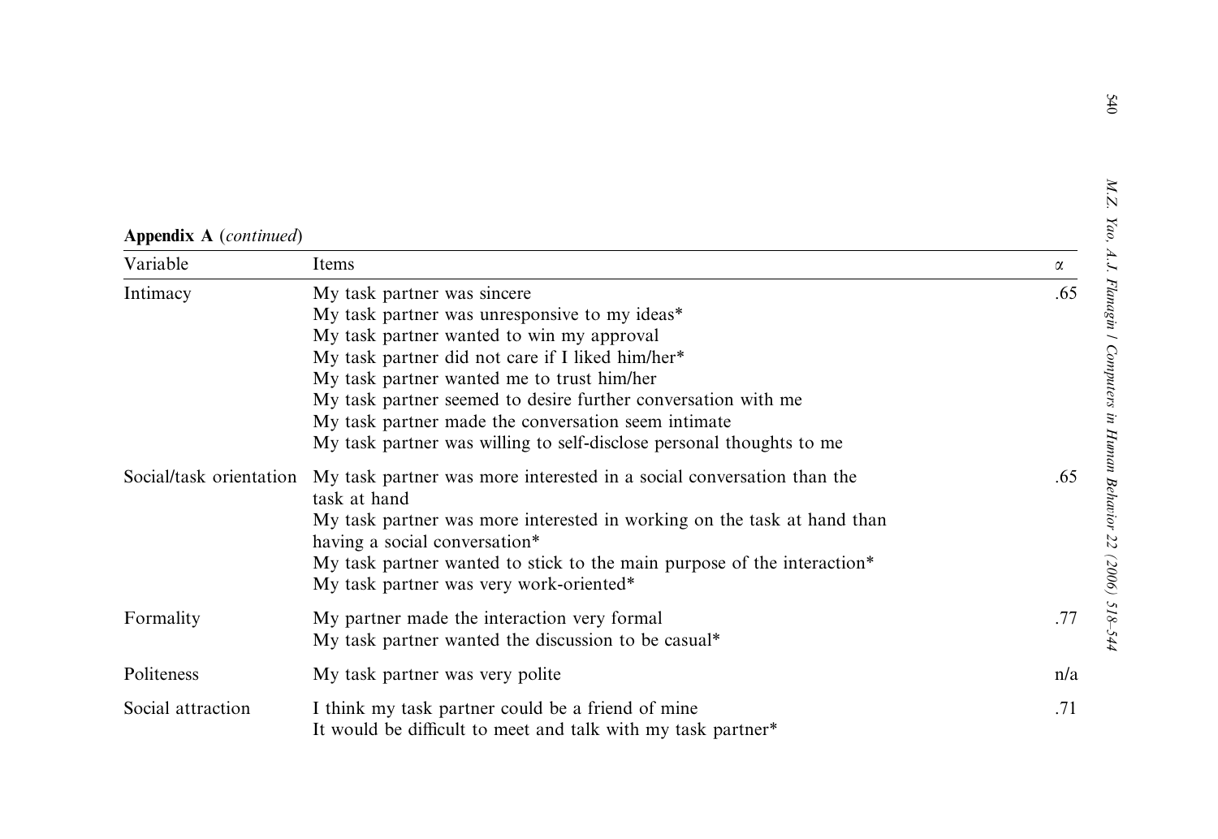**Appendix A** (*continued*)

| Variable | Items | α |
|---|---|---|
| Intimacy | My task partner was sincere<br>My task partner was unresponsive to my ideas*<br>My task partner wanted to win my approval<br>My task partner did not care if I liked him/her*<br>My task partner wanted me to trust him/her<br>My task partner seemed to desire further conversation with me<br>My task partner made the conversation seem intimate<br>My task partner was willing to self-disclose personal thoughts to me | .65 |
| Social/task orientation | My task partner was more interested in a social conversation than the task at hand<br>My task partner was more interested in working on the task at hand than having a social conversation*<br>My task partner wanted to stick to the main purpose of the interaction*<br>My task partner was very work-oriented* | .65 |
| Formality | My partner made the interaction very formal<br>My task partner wanted the discussion to be casual* | .77 |
| Politeness | My task partner was very polite | n/a |
| Social attraction | I think my task partner could be a friend of mine<br>It would be difficult to meet and talk with my task partner* | .71 |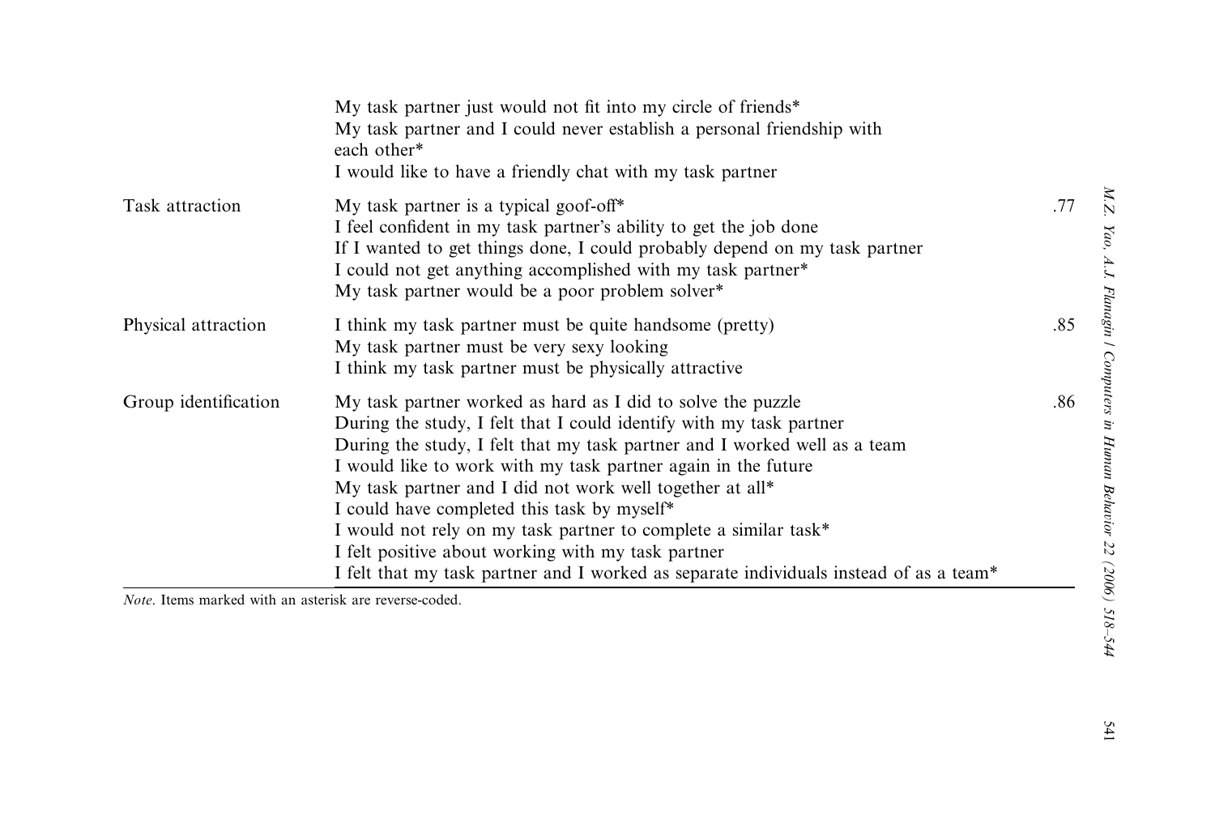| | | |
|---|---|---|
| | My task partner just would not fit into my circle of friends* | |
| | My task partner and I could never establish a personal friendship with each other* | |
| | I would like to have a friendly chat with my task partner | |
| Task attraction | My task partner is a typical goof-off* | .77 |
| | I feel confident in my task partner's ability to get the job done | |
| | If I wanted to get things done, I could probably depend on my task partner | |
| | I could not get anything accomplished with my task partner* | |
| | My task partner would be a poor problem solver* | |
| Physical attraction | I think my task partner must be quite handsome (pretty) | .85 |
| | My task partner must be very sexy looking | |
| | I think my task partner must be physically attractive | |
| Group identification | My task partner worked as hard as I did to solve the puzzle | .86 |
| | During the study, I felt that I could identify with my task partner | |
| | During the study, I felt that my task partner and I worked well as a team | |
| | I would like to work with my task partner again in the future | |
| | My task partner and I did not work well together at all* | |
| | I could have completed this task by myself* | |
| | I would not rely on my task partner to complete a similar task* | |
| | I felt positive about working with my task partner | |
| | I felt that my task partner and I worked as separate individuals instead of as a team* | |

*Note*. Items marked with an asterisk are reverse-coded.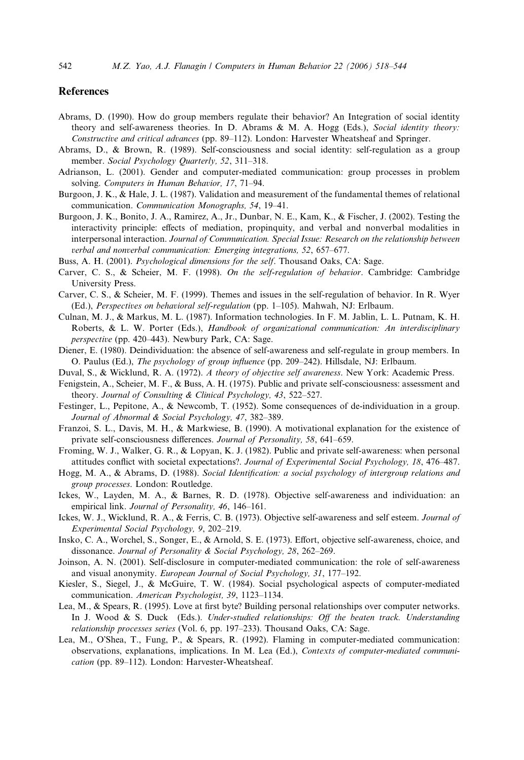## References

Abrams, D. (1990). How do group members regulate their behavior? An Integration of social identity theory and self-awareness theories. In D. Abrams & M. A. Hogg (Eds.), *Social identity theory: Constructive and critical advances* (pp. 89–112). London: Harvester Wheatsheaf and Springer.

Abrams, D., & Brown, R. (1989). Self-consciousness and social identity: self-regulation as a group member. *Social Psychology Quarterly, 52*, 311–318.

Adrianson, L. (2001). Gender and computer-mediated communication: group processes in problem solving. *Computers in Human Behavior, 17*, 71–94.

Burgoon, J. K., & Hale, J. L. (1987). Validation and measurement of the fundamental themes of relational communication. *Communication Monographs, 54*, 19–41.

Burgoon, J. K., Bonito, J. A., Ramirez, A., Jr., Dunbar, N. E., Kam, K., & Fischer, J. (2002). Testing the interactivity principle: effects of mediation, propinquity, and verbal and nonverbal modalities in interpersonal interaction. *Journal of Communication. Special Issue: Research on the relationship between verbal and nonverbal communication: Emerging integrations, 52*, 657–677.

Buss, A. H. (2001). *Psychological dimensions for the self*. Thousand Oaks, CA: Sage.

Carver, C. S., & Scheier, M. F. (1998). *On the self-regulation of behavior*. Cambridge: Cambridge University Press.

Carver, C. S., & Scheier, M. F. (1999). Themes and issues in the self-regulation of behavior. In R. Wyer (Ed.), *Perspectives on behavioral self-regulation* (pp. 1–105). Mahwah, NJ: Erlbaum.

Culnan, M. J., & Markus, M. L. (1987). Information technologies. In F. M. Jablin, L. L. Putnam, K. H. Roberts, & L. W. Porter (Eds.), *Handbook of organizational communication: An interdisciplinary perspective* (pp. 420–443). Newbury Park, CA: Sage.

Diener, E. (1980). Deindividuation: the absence of self-awareness and self-regulate in group members. In O. Paulus (Ed.), *The psychology of group influence* (pp. 209–242). Hillsdale, NJ: Erlbaum.

Duval, S., & Wicklund, R. A. (1972). *A theory of objective self awareness*. New York: Academic Press.

Fenigstein, A., Scheier, M. F., & Buss, A. H. (1975). Public and private self-consciousness: assessment and theory. *Journal of Consulting & Clinical Psychology, 43*, 522–527.

Festinger, L., Pepitone, A., & Newcomb, T. (1952). Some consequences of de-individuation in a group. *Journal of Abnormal & Social Psychology, 47*, 382–389.

Franzoi, S. L., Davis, M. H., & Markwiese, B. (1990). A motivational explanation for the existence of private self-consciousness differences. *Journal of Personality, 58*, 641–659.

Froming, W. J., Walker, G. R., & Lopyan, K. J. (1982). Public and private self-awareness: when personal attitudes conflict with societal expectations?. *Journal of Experimental Social Psychology, 18*, 476–487.

Hogg, M. A., & Abrams, D. (1988). *Social Identification: a social psychology of intergroup relations and group processes*. London: Routledge.

Ickes, W., Layden, M. A., & Barnes, R. D. (1978). Objective self-awareness and individuation: an empirical link. *Journal of Personality, 46*, 146–161.

Ickes, W. J., Wicklund, R. A., & Ferris, C. B. (1973). Objective self-awareness and self esteem. *Journal of Experimental Social Psychology, 9*, 202–219.

Insko, C. A., Worchel, S., Songer, E., & Arnold, S. E. (1973). Effort, objective self-awareness, choice, and dissonance. *Journal of Personality & Social Psychology, 28*, 262–269.

Joinson, A. N. (2001). Self-disclosure in computer-mediated communication: the role of self-awareness and visual anonymity. *European Journal of Social Psychology, 31*, 177–192.

Kiesler, S., Siegel, J., & McGuire, T. W. (1984). Social psychological aspects of computer-mediated communication. *American Psychologist, 39*, 1123–1134.

Lea, M., & Spears, R. (1995). Love at first byte? Building personal relationships over computer networks. In J. Wood & S. Duck (Eds.). *Under-studied relationships: Off the beaten track. Understanding relationship processes series* (Vol. 6, pp. 197–233). Thousand Oaks, CA: Sage.

Lea, M., O'Shea, T., Fung, P., & Spears, R. (1992). Flaming in computer-mediated communication: observations, explanations, implications. In M. Lea (Ed.), *Contexts of computer-mediated communication* (pp. 89–112). London: Harvester-Wheatsheaf.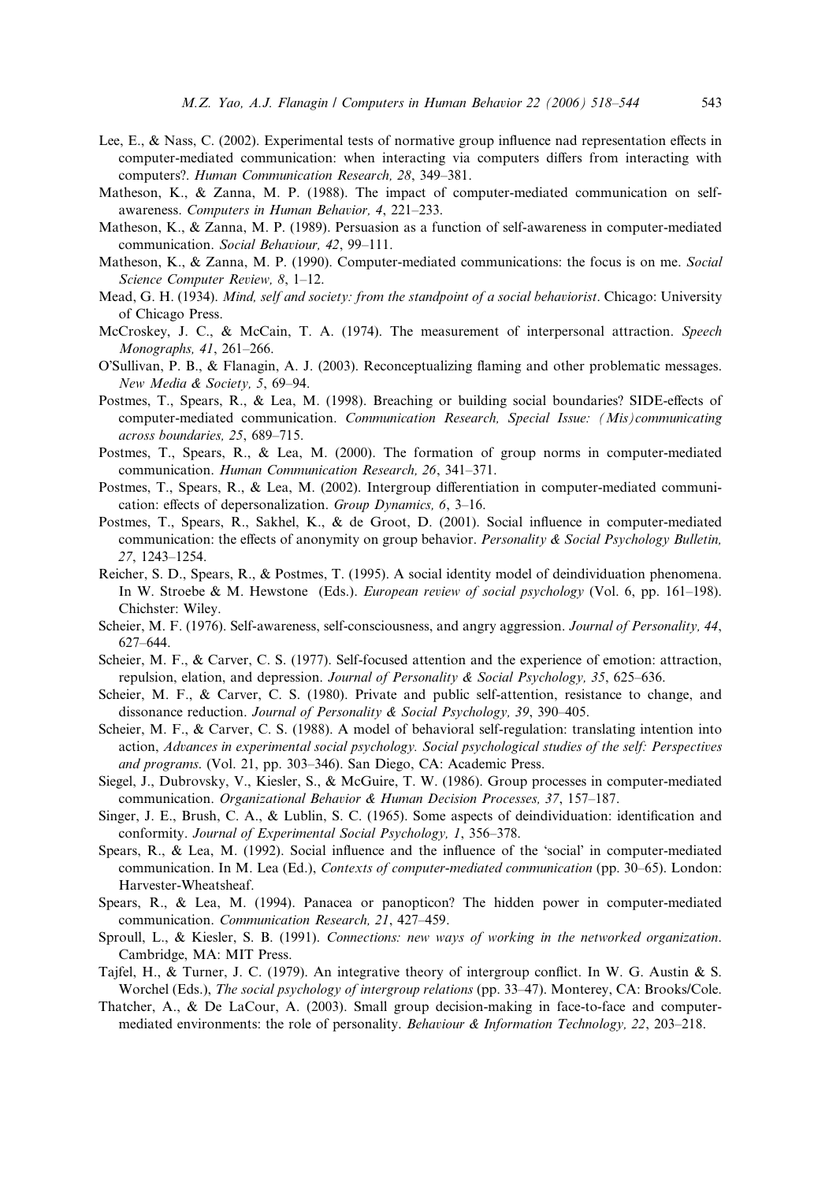Lee, E., & Nass, C. (2002). Experimental tests of normative group influence nad representation effects in computer-mediated communication: when interacting via computers differs from interacting with computers?. *Human Communication Research, 28*, 349–381.

Matheson, K., & Zanna, M. P. (1988). The impact of computer-mediated communication on self-awareness. *Computers in Human Behavior, 4*, 221–233.

Matheson, K., & Zanna, M. P. (1989). Persuasion as a function of self-awareness in computer-mediated communication. *Social Behaviour, 42*, 99–111.

Matheson, K., & Zanna, M. P. (1990). Computer-mediated communications: the focus is on me. *Social Science Computer Review, 8*, 1–12.

Mead, G. H. (1934). *Mind, self and society: from the standpoint of a social behaviorist*. Chicago: University of Chicago Press.

McCroskey, J. C., & McCain, T. A. (1974). The measurement of interpersonal attraction. *Speech Monographs, 41*, 261–266.

O'Sullivan, P. B., & Flanagin, A. J. (2003). Reconceptualizing flaming and other problematic messages. *New Media & Society, 5*, 69–94.

Postmes, T., Spears, R., & Lea, M. (1998). Breaching or building social boundaries? SIDE-effects of computer-mediated communication. *Communication Research, Special Issue: (Mis)communicating across boundaries, 25*, 689–715.

Postmes, T., Spears, R., & Lea, M. (2000). The formation of group norms in computer-mediated communication. *Human Communication Research, 26*, 341–371.

Postmes, T., Spears, R., & Lea, M. (2002). Intergroup differentiation in computer-mediated communication: effects of depersonalization. *Group Dynamics, 6*, 3–16.

Postmes, T., Spears, R., Sakhel, K., & de Groot, D. (2001). Social influence in computer-mediated communication: the effects of anonymity on group behavior. *Personality & Social Psychology Bulletin, 27*, 1243–1254.

Reicher, S. D., Spears, R., & Postmes, T. (1995). A social identity model of deindividuation phenomena. In W. Stroebe & M. Hewstone (Eds.). *European review of social psychology* (Vol. 6, pp. 161–198). Chichster: Wiley.

Scheier, M. F. (1976). Self-awareness, self-consciousness, and angry aggression. *Journal of Personality, 44*, 627–644.

Scheier, M. F., & Carver, C. S. (1977). Self-focused attention and the experience of emotion: attraction, repulsion, elation, and depression. *Journal of Personality & Social Psychology, 35*, 625–636.

Scheier, M. F., & Carver, C. S. (1980). Private and public self-attention, resistance to change, and dissonance reduction. *Journal of Personality & Social Psychology, 39*, 390–405.

Scheier, M. F., & Carver, C. S. (1988). A model of behavioral self-regulation: translating intention into action, *Advances in experimental social psychology. Social psychological studies of the self: Perspectives and programs*. (Vol. 21, pp. 303–346). San Diego, CA: Academic Press.

Siegel, J., Dubrovsky, V., Kiesler, S., & McGuire, T. W. (1986). Group processes in computer-mediated communication. *Organizational Behavior & Human Decision Processes, 37*, 157–187.

Singer, J. E., Brush, C. A., & Lublin, S. C. (1965). Some aspects of deindividuation: identification and conformity. *Journal of Experimental Social Psychology, 1*, 356–378.

Spears, R., & Lea, M. (1992). Social influence and the influence of the 'social' in computer-mediated communication. In M. Lea (Ed.), *Contexts of computer-mediated communication* (pp. 30–65). London: Harvester-Wheatsheaf.

Spears, R., & Lea, M. (1994). Panacea or panopticon? The hidden power in computer-mediated communication. *Communication Research, 21*, 427–459.

Sproull, L., & Kiesler, S. B. (1991). *Connections: new ways of working in the networked organization*. Cambridge, MA: MIT Press.

Tajfel, H., & Turner, J. C. (1979). An integrative theory of intergroup conflict. In W. G. Austin & S. Worchel (Eds.), *The social psychology of intergroup relations* (pp. 33–47). Monterey, CA: Brooks/Cole.

Thatcher, A., & De LaCour, A. (2003). Small group decision-making in face-to-face and computer-mediated environments: the role of personality. *Behaviour & Information Technology, 22*, 203–218.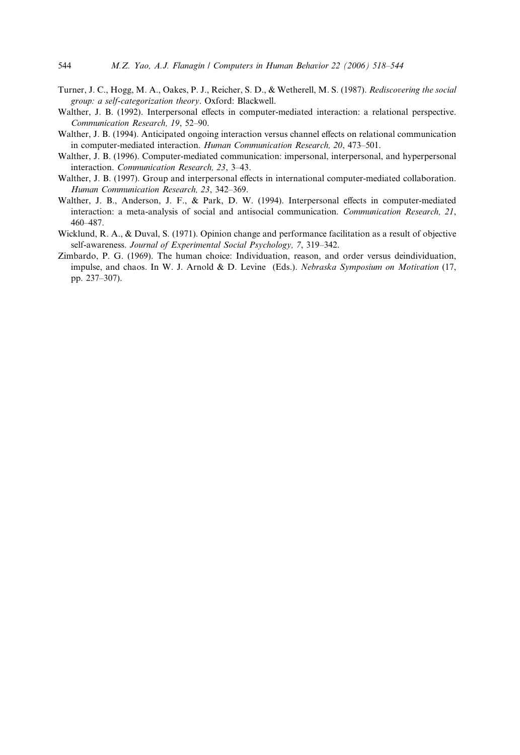Turner, J. C., Hogg, M. A., Oakes, P. J., Reicher, S. D., & Wetherell, M. S. (1987). *Rediscovering the social group: a self-categorization theory*. Oxford: Blackwell.

Walther, J. B. (1992). Interpersonal effects in computer-mediated interaction: a relational perspective. *Communication Research, 19*, 52–90.

Walther, J. B. (1994). Anticipated ongoing interaction versus channel effects on relational communication in computer-mediated interaction. *Human Communication Research, 20*, 473–501.

Walther, J. B. (1996). Computer-mediated communication: impersonal, interpersonal, and hyperpersonal interaction. *Communication Research, 23*, 3–43.

Walther, J. B. (1997). Group and interpersonal effects in international computer-mediated collaboration. *Human Communication Research, 23*, 342–369.

Walther, J. B., Anderson, J. F., & Park, D. W. (1994). Interpersonal effects in computer-mediated interaction: a meta-analysis of social and antisocial communication. *Communication Research, 21*, 460–487.

Wicklund, R. A., & Duval, S. (1971). Opinion change and performance facilitation as a result of objective self-awareness. *Journal of Experimental Social Psychology, 7*, 319–342.

Zimbardo, P. G. (1969). The human choice: Individuation, reason, and order versus deindividuation, impulse, and chaos. In W. J. Arnold & D. Levine (Eds.). *Nebraska Symposium on Motivation* (17, pp. 237–307).